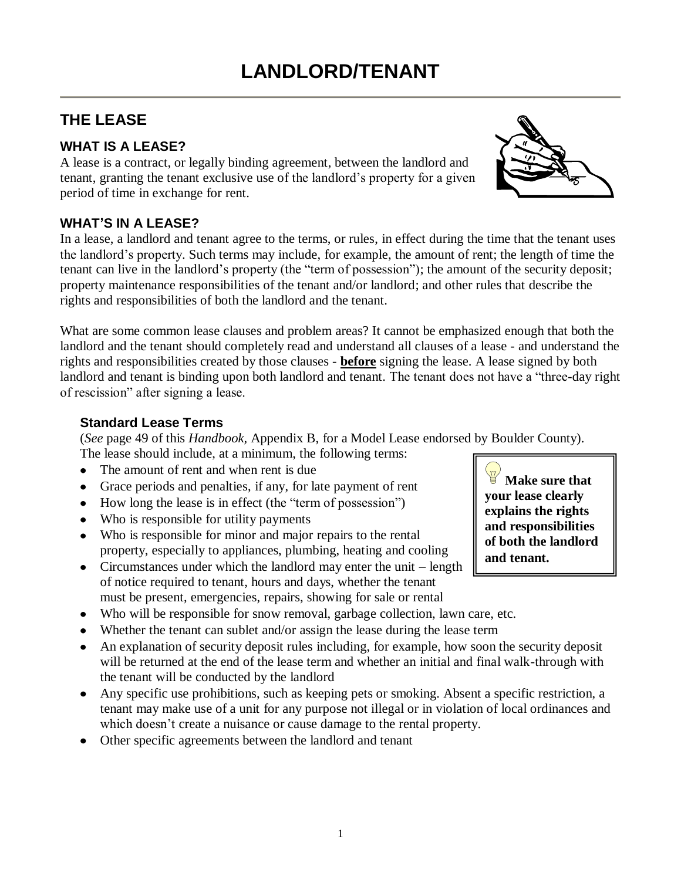# LANDLORD/TENANT

## THE LEASE

### WHAT IS A LEASE?

A lease is a contract, or legally binding agreement, between the landlord and tenant, granting the tenant exclusive use of the landlord's property for a given period of time in exchange for rent.

### WHAT'S IN A LEASE?

In a lease, a landlord and tenant agree to the terms, or rules, in effect during the time that the tenant uses the landlord's property. Such terms may include, for example, the amount of rent; the length of time the tenant can live in the landlord's property (the "term of possession"); the amount of the security deposit; property maintenance responsibilities of the tenant and/or landlord; and other rules that describe the rights and responsibilities of both the landlord and the tenant.

What are some common lease clauses and problem areas? It cannot be emphasized enough that both the landlord and the tenant should completely read and understand all clauses of a lease - and understand the rights and responsibilities created by those clauses - **before** signing the lease. A lease signed by both landlord and tenant is binding upon both landlord and tenant. The tenant does not have a "three-day right of rescission" after signing a lease.

#### Standard Lease Terms

(*See* page 49 of this *Handbook*, Appendix B, for a Model Lease endorsed by Boulder County).
The lease should include, at a minimum, the following terms:

- The amount of rent and when rent is due
- Grace periods and penalties, if any, for late payment of rent
- How long the lease is in effect (the "term of possession")
- Who is responsible for utility payments
- Who is responsible for minor and major repairs to the rental property, especially to appliances, plumbing, heating and cooling
- Circumstances under which the landlord may enter the unit – length of notice required to tenant, hours and days, whether the tenant must be present, emergencies, repairs, showing for sale or rental
- Who will be responsible for snow removal, garbage collection, lawn care, etc.
- Whether the tenant can sublet and/or assign the lease during the lease term
- An explanation of security deposit rules including, for example, how soon the security deposit will be returned at the end of the lease term and whether an initial and final walk-through with the tenant will be conducted by the landlord
- Any specific use prohibitions, such as keeping pets or smoking. Absent a specific restriction, a tenant may make use of a unit for any purpose not illegal or in violation of local ordinances and which doesn't create a nuisance or cause damage to the rental property.
- Other specific agreements between the landlord and tenant

> **Make sure that your lease clearly explains the rights and responsibilities of both the landlord and tenant.**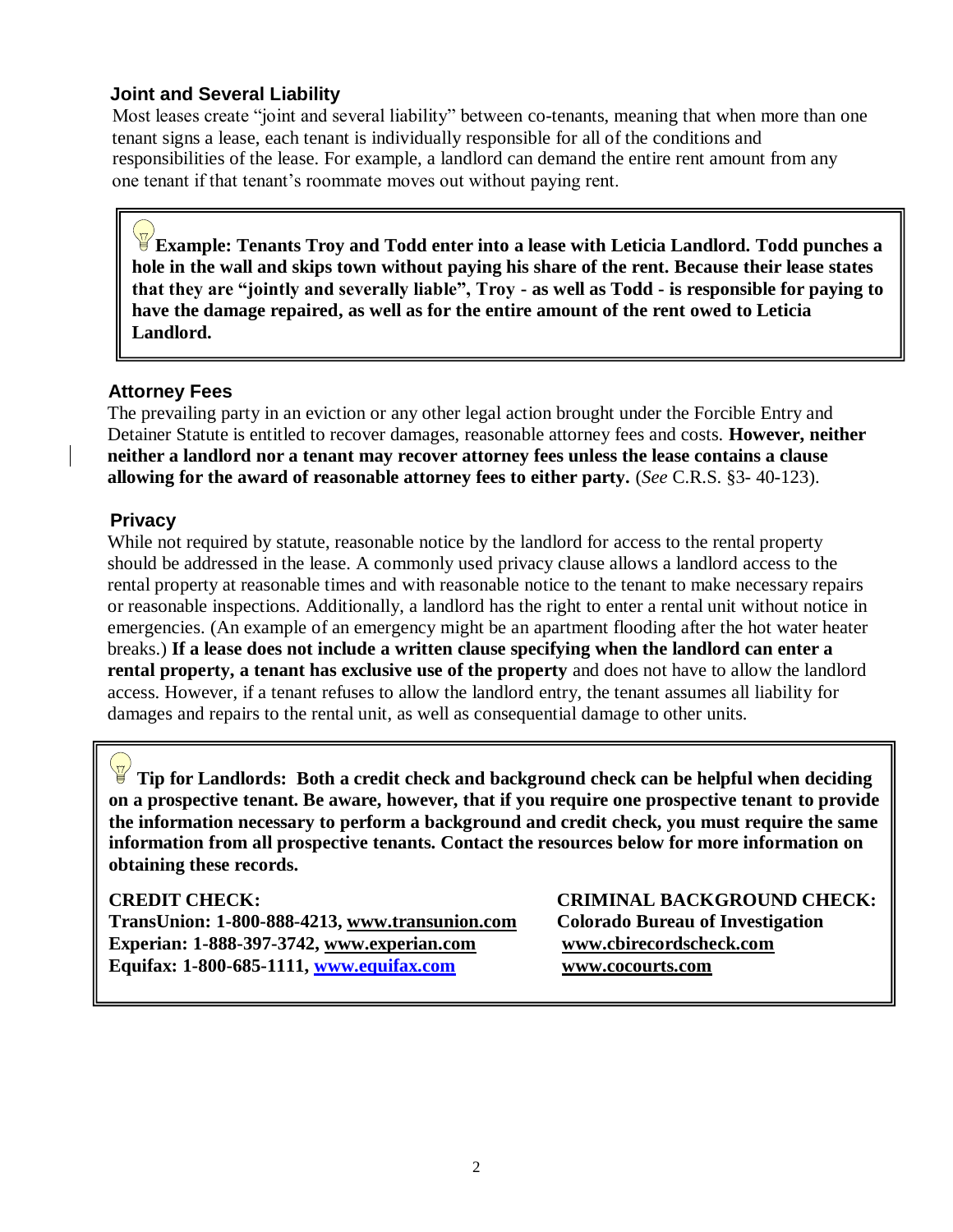## Joint and Several Liability

Most leases create "joint and several liability" between co-tenants, meaning that when more than one tenant signs a lease, each tenant is individually responsible for all of the conditions and responsibilities of the lease. For example, a landlord can demand the entire rent amount from any one tenant if that tenant's roommate moves out without paying rent.

> **Example: Tenants Troy and Todd enter into a lease with Leticia Landlord. Todd punches a hole in the wall and skips town without paying his share of the rent. Because their lease states that they are "jointly and severally liable", Troy - as well as Todd - is responsible for paying to have the damage repaired, as well as for the entire amount of the rent owed to Leticia Landlord.**

## Attorney Fees

The prevailing party in an eviction or any other legal action brought under the Forcible Entry and Detainer Statute is entitled to recover damages, reasonable attorney fees and costs. **However, neither neither a landlord nor a tenant may recover attorney fees unless the lease contains a clause allowing for the award of reasonable attorney fees to either party.** (*See* C.R.S. §3- 40-123).

## Privacy

While not required by statute, reasonable notice by the landlord for access to the rental property should be addressed in the lease. A commonly used privacy clause allows a landlord access to the rental property at reasonable times and with reasonable notice to the tenant to make necessary repairs or reasonable inspections. Additionally, a landlord has the right to enter a rental unit without notice in emergencies. (An example of an emergency might be an apartment flooding after the hot water heater breaks.) **If a lease does not include a written clause specifying when the landlord can enter a rental property, a tenant has exclusive use of the property** and does not have to allow the landlord access. However, if a tenant refuses to allow the landlord entry, the tenant assumes all liability for damages and repairs to the rental unit, as well as consequential damage to other units.

> **Tip for Landlords: Both a credit check and background check can be helpful when deciding on a prospective tenant. Be aware, however, that if you require one prospective tenant to provide the information necessary to perform a background and credit check, you must require the same information from all prospective tenants. Contact the resources below for more information on obtaining these records.**
>
> **CREDIT CHECK:**
> **TransUnion: 1-800-888-4213, www.transunion.com**
> **Experian: 1-888-397-3742, www.experian.com**
> **Equifax: 1-800-685-1111, www.equifax.com**
>
> **CRIMINAL BACKGROUND CHECK:**
> **Colorado Bureau of Investigation**
> **www.cbirecordscheck.com**
> **www.cocourts.com**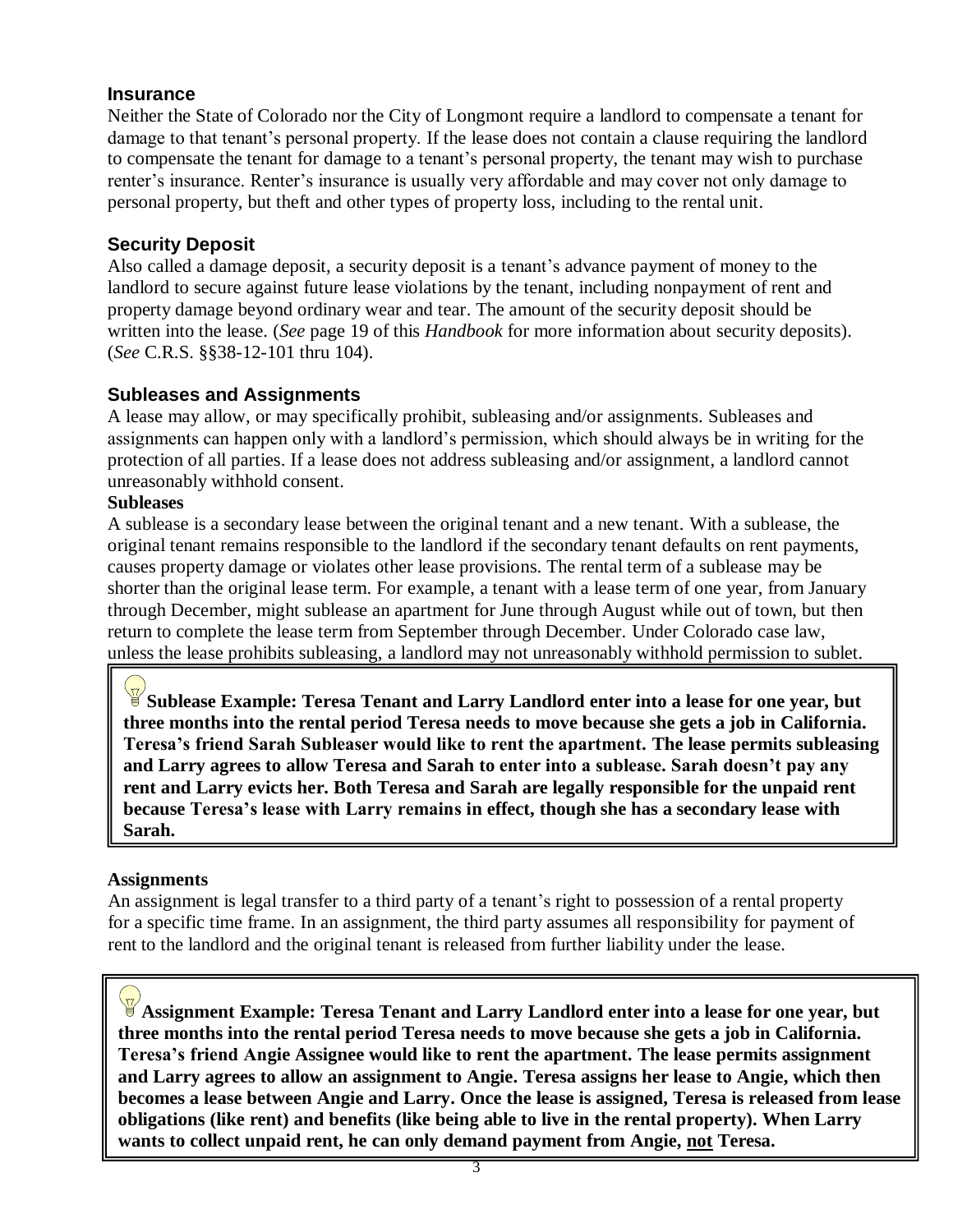## Insurance

Neither the State of Colorado nor the City of Longmont require a landlord to compensate a tenant for damage to that tenant's personal property. If the lease does not contain a clause requiring the landlord to compensate the tenant for damage to a tenant's personal property, the tenant may wish to purchase renter's insurance. Renter's insurance is usually very affordable and may cover not only damage to personal property, but theft and other types of property loss, including to the rental unit.

## Security Deposit

Also called a damage deposit, a security deposit is a tenant's advance payment of money to the landlord to secure against future lease violations by the tenant, including nonpayment of rent and property damage beyond ordinary wear and tear. The amount of the security deposit should be written into the lease. (*See* page 19 of this *Handbook* for more information about security deposits). (*See* C.R.S. §§38-12-101 thru 104).

## Subleases and Assignments

A lease may allow, or may specifically prohibit, subleasing and/or assignments. Subleases and assignments can happen only with a landlord's permission, which should always be in writing for the protection of all parties. If a lease does not address subleasing and/or assignment, a landlord cannot unreasonably withhold consent.

### Subleases

A sublease is a secondary lease between the original tenant and a new tenant. With a sublease, the original tenant remains responsible to the landlord if the secondary tenant defaults on rent payments, causes property damage or violates other lease provisions. The rental term of a sublease may be shorter than the original lease term. For example, a tenant with a lease term of one year, from January through December, might sublease an apartment for June through August while out of town, but then return to complete the lease term from September through December. Under Colorado case law, unless the lease prohibits subleasing, a landlord may not unreasonably withhold permission to sublet.

**Sublease Example: Teresa Tenant and Larry Landlord enter into a lease for one year, but three months into the rental period Teresa needs to move because she gets a job in California. Teresa's friend Sarah Subleaser would like to rent the apartment. The lease permits subleasing and Larry agrees to allow Teresa and Sarah to enter into a sublease. Sarah doesn't pay any rent and Larry evicts her. Both Teresa and Sarah are legally responsible for the unpaid rent because Teresa's lease with Larry remains in effect, though she has a secondary lease with Sarah.**

### Assignments

An assignment is legal transfer to a third party of a tenant's right to possession of a rental property for a specific time frame. In an assignment, the third party assumes all responsibility for payment of rent to the landlord and the original tenant is released from further liability under the lease.

**Assignment Example: Teresa Tenant and Larry Landlord enter into a lease for one year, but three months into the rental period Teresa needs to move because she gets a job in California. Teresa's friend Angie Assignee would like to rent the apartment. The lease permits assignment and Larry agrees to allow an assignment to Angie. Teresa assigns her lease to Angie, which then becomes a lease between Angie and Larry. Once the lease is assigned, Teresa is released from lease obligations (like rent) and benefits (like being able to live in the rental property). When Larry wants to collect unpaid rent, he can only demand payment from Angie, <u>not</u> Teresa.**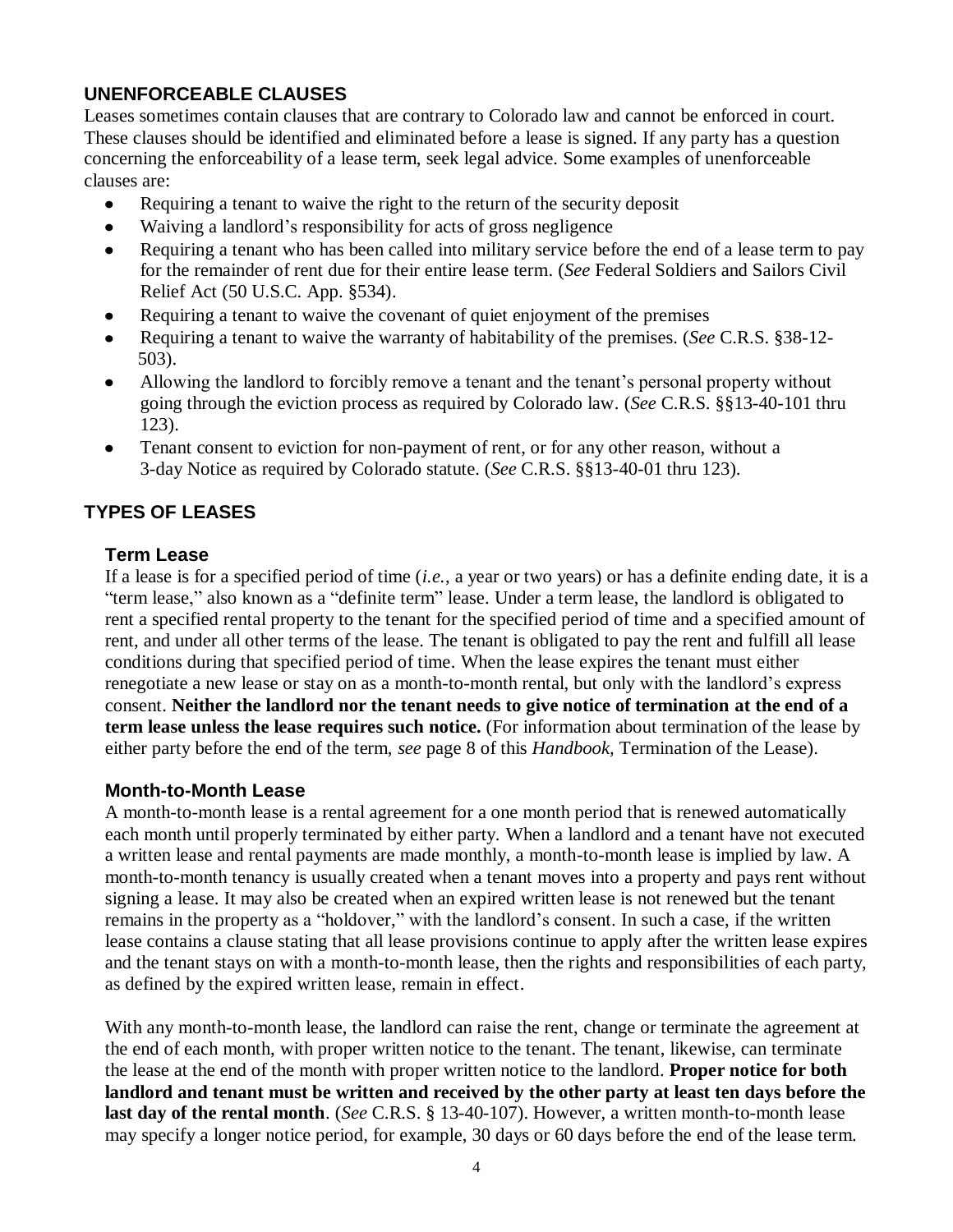## UNENFORCEABLE CLAUSES

Leases sometimes contain clauses that are contrary to Colorado law and cannot be enforced in court. These clauses should be identified and eliminated before a lease is signed. If any party has a question concerning the enforceability of a lease term, seek legal advice. Some examples of unenforceable clauses are:

- Requiring a tenant to waive the right to the return of the security deposit
- Waiving a landlord's responsibility for acts of gross negligence
- Requiring a tenant who has been called into military service before the end of a lease term to pay for the remainder of rent due for their entire lease term. (*See* Federal Soldiers and Sailors Civil Relief Act (50 U.S.C. App. §534).
- Requiring a tenant to waive the covenant of quiet enjoyment of the premises
- Requiring a tenant to waive the warranty of habitability of the premises. (*See* C.R.S. §38-12-503).
- Allowing the landlord to forcibly remove a tenant and the tenant's personal property without going through the eviction process as required by Colorado law. (*See* C.R.S. §§13-40-101 thru 123).
- Tenant consent to eviction for non-payment of rent, or for any other reason, without a 3-day Notice as required by Colorado statute. (*See* C.R.S. §§13-40-01 thru 123).

## TYPES OF LEASES

### Term Lease

If a lease is for a specified period of time (*i.e.*, a year or two years) or has a definite ending date, it is a "term lease," also known as a "definite term" lease. Under a term lease, the landlord is obligated to rent a specified rental property to the tenant for the specified period of time and a specified amount of rent, and under all other terms of the lease. The tenant is obligated to pay the rent and fulfill all lease conditions during that specified period of time. When the lease expires the tenant must either renegotiate a new lease or stay on as a month-to-month rental, but only with the landlord's express consent. **Neither the landlord nor the tenant needs to give notice of termination at the end of a term lease unless the lease requires such notice.** (For information about termination of the lease by either party before the end of the term, *see* page 8 of this *Handbook,* Termination of the Lease).

### Month-to-Month Lease

A month-to-month lease is a rental agreement for a one month period that is renewed automatically each month until properly terminated by either party. When a landlord and a tenant have not executed a written lease and rental payments are made monthly, a month-to-month lease is implied by law. A month-to-month tenancy is usually created when a tenant moves into a property and pays rent without signing a lease. It may also be created when an expired written lease is not renewed but the tenant remains in the property as a "holdover," with the landlord's consent. In such a case, if the written lease contains a clause stating that all lease provisions continue to apply after the written lease expires and the tenant stays on with a month-to-month lease, then the rights and responsibilities of each party, as defined by the expired written lease, remain in effect.

With any month-to-month lease, the landlord can raise the rent, change or terminate the agreement at the end of each month, with proper written notice to the tenant. The tenant, likewise, can terminate the lease at the end of the month with proper written notice to the landlord. **Proper notice for both landlord and tenant must be written and received by the other party at least ten days before the last day of the rental month**. (*See* C.R.S. § 13-40-107). However, a written month-to-month lease may specify a longer notice period, for example, 30 days or 60 days before the end of the lease term.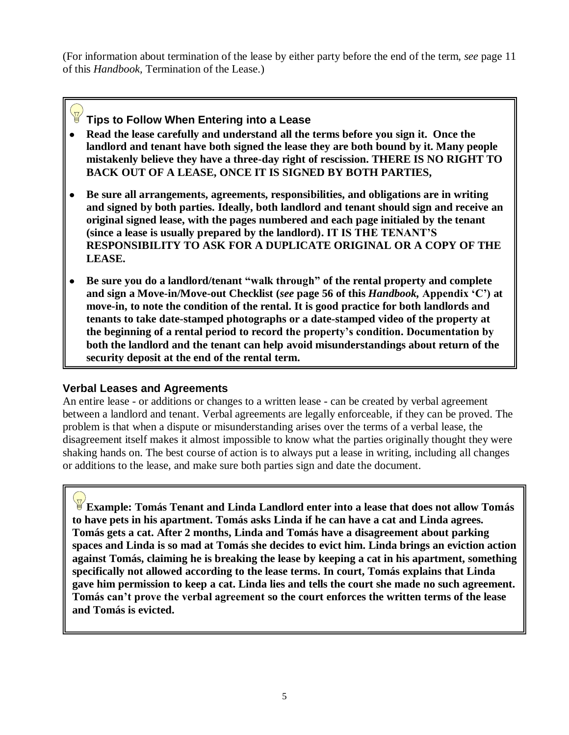(For information about termination of the lease by either party before the end of the term, *see* page 11 of this *Handbook,* Termination of the Lease.)

### Tips to Follow When Entering into a Lease

- **Read the lease carefully and understand all the terms before you sign it. Once the landlord and tenant have both signed the lease they are both bound by it. Many people mistakenly believe they have a three-day right of rescission. THERE IS NO RIGHT TO BACK OUT OF A LEASE, ONCE IT IS SIGNED BY BOTH PARTIES,**
- **Be sure all arrangements, agreements, responsibilities, and obligations are in writing and signed by both parties. Ideally, both landlord and tenant should sign and receive an original signed lease, with the pages numbered and each page initialed by the tenant (since a lease is usually prepared by the landlord). IT IS THE TENANT'S RESPONSIBILITY TO ASK FOR A DUPLICATE ORIGINAL OR A COPY OF THE LEASE.**
- **Be sure you do a landlord/tenant "walk through" of the rental property and complete and sign a Move-in/Move-out Checklist (*see* page 56 of this *Handbook,* Appendix 'C') at move-in, to note the condition of the rental. It is good practice for both landlords and tenants to take date-stamped photographs or a date-stamped video of the property at the beginning of a rental period to record the property's condition. Documentation by both the landlord and the tenant can help avoid misunderstandings about return of the security deposit at the end of the rental term.**

### Verbal Leases and Agreements

An entire lease - or additions or changes to a written lease - can be created by verbal agreement between a landlord and tenant. Verbal agreements are legally enforceable, if they can be proved. The problem is that when a dispute or misunderstanding arises over the terms of a verbal lease, the disagreement itself makes it almost impossible to know what the parties originally thought they were shaking hands on. The best course of action is to always put a lease in writing, including all changes or additions to the lease, and make sure both parties sign and date the document.

**Example: Tomás Tenant and Linda Landlord enter into a lease that does not allow Tomás to have pets in his apartment. Tomás asks Linda if he can have a cat and Linda agrees. Tomás gets a cat. After 2 months, Linda and Tomás have a disagreement about parking spaces and Linda is so mad at Tomás she decides to evict him. Linda brings an eviction action against Tomás, claiming he is breaking the lease by keeping a cat in his apartment, something specifically not allowed according to the lease terms. In court, Tomás explains that Linda gave him permission to keep a cat. Linda lies and tells the court she made no such agreement. Tomás can't prove the verbal agreement so the court enforces the written terms of the lease and Tomás is evicted.**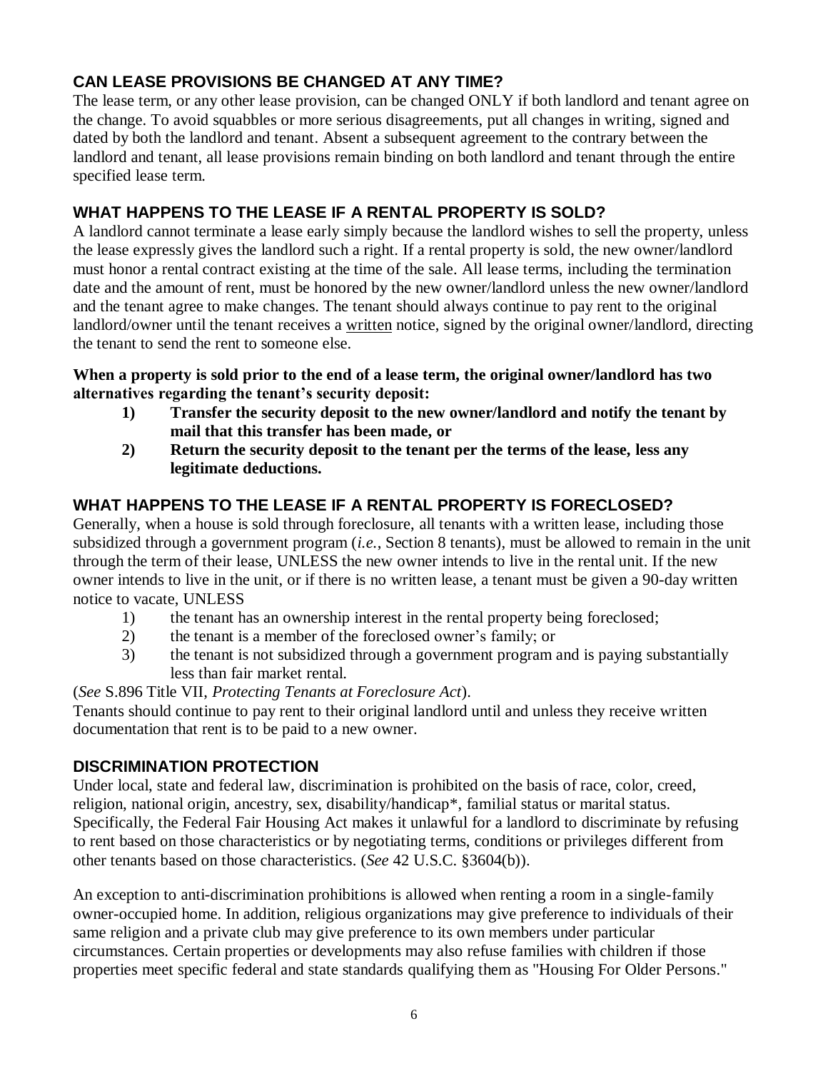## CAN LEASE PROVISIONS BE CHANGED AT ANY TIME?

The lease term, or any other lease provision, can be changed ONLY if both landlord and tenant agree on the change. To avoid squabbles or more serious disagreements, put all changes in writing, signed and dated by both the landlord and tenant. Absent a subsequent agreement to the contrary between the landlord and tenant, all lease provisions remain binding on both landlord and tenant through the entire specified lease term.

## WHAT HAPPENS TO THE LEASE IF A RENTAL PROPERTY IS SOLD?

A landlord cannot terminate a lease early simply because the landlord wishes to sell the property, unless the lease expressly gives the landlord such a right. If a rental property is sold, the new owner/landlord must honor a rental contract existing at the time of the sale. All lease terms, including the termination date and the amount of rent, must be honored by the new owner/landlord unless the new owner/landlord and the tenant agree to make changes. The tenant should always continue to pay rent to the original landlord/owner until the tenant receives a <u>written</u> notice, signed by the original owner/landlord, directing the tenant to send the rent to someone else.

**When a property is sold prior to the end of a lease term, the original owner/landlord has two alternatives regarding the tenant's security deposit:**

1) **Transfer the security deposit to the new owner/landlord and notify the tenant by mail that this transfer has been made, or**
2) **Return the security deposit to the tenant per the terms of the lease, less any legitimate deductions.**

## WHAT HAPPENS TO THE LEASE IF A RENTAL PROPERTY IS FORECLOSED?

Generally, when a house is sold through foreclosure, all tenants with a written lease, including those subsidized through a government program (*i.e.*, Section 8 tenants), must be allowed to remain in the unit through the term of their lease, UNLESS the new owner intends to live in the rental unit. If the new owner intends to live in the unit, or if there is no written lease, a tenant must be given a 90-day written notice to vacate, UNLESS

1) the tenant has an ownership interest in the rental property being foreclosed;
2) the tenant is a member of the foreclosed owner's family; or
3) the tenant is not subsidized through a government program and is paying substantially less than fair market rental.

(*See* S.896 Title VII, *Protecting Tenants at Foreclosure Act*).

Tenants should continue to pay rent to their original landlord until and unless they receive written documentation that rent is to be paid to a new owner.

## DISCRIMINATION PROTECTION

Under local, state and federal law, discrimination is prohibited on the basis of race, color, creed, religion, national origin, ancestry, sex, disability/handicap*, familial status or marital status. Specifically, the Federal Fair Housing Act makes it unlawful for a landlord to discriminate by refusing to rent based on those characteristics or by negotiating terms, conditions or privileges different from other tenants based on those characteristics. (*See* 42 U.S.C. §3604(b)).

An exception to anti-discrimination prohibitions is allowed when renting a room in a single-family owner-occupied home. In addition, religious organizations may give preference to individuals of their same religion and a private club may give preference to its own members under particular circumstances. Certain properties or developments may also refuse families with children if those properties meet specific federal and state standards qualifying them as "Housing For Older Persons."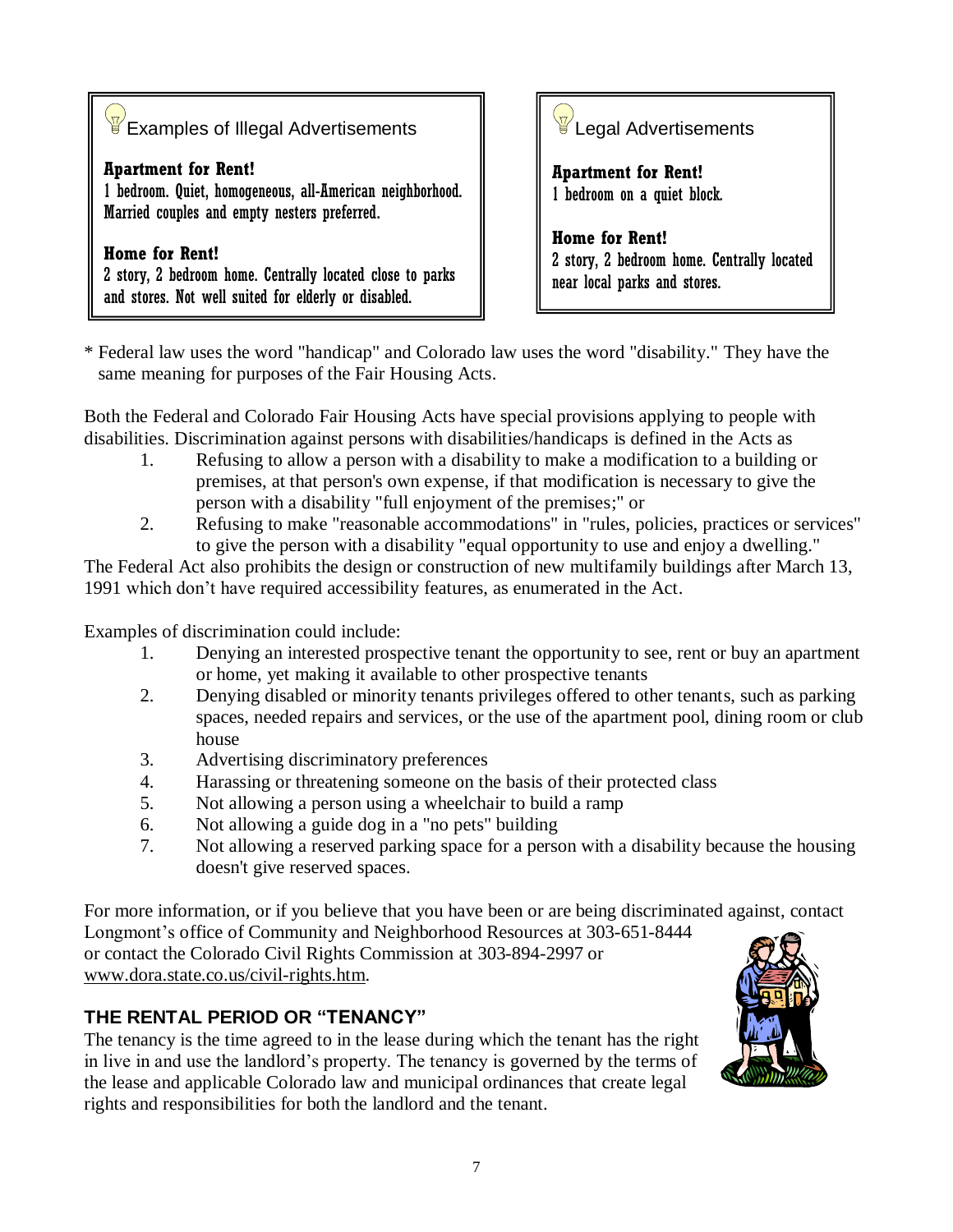**Examples of Illegal Advertisements**

**Apartment for Rent!**
1 bedroom. Quiet, homogeneous, all-American neighborhood. Married couples and empty nesters preferred.

**Home for Rent!**
2 story, 2 bedroom home. Centrally located close to parks and stores. Not well suited for elderly or disabled.

**Legal Advertisements**

**Apartment for Rent!**
1 bedroom on a quiet block.

**Home for Rent!**
2 story, 2 bedroom home. Centrally located near local parks and stores.

* Federal law uses the word "handicap" and Colorado law uses the word "disability." They have the same meaning for purposes of the Fair Housing Acts.

Both the Federal and Colorado Fair Housing Acts have special provisions applying to people with disabilities. Discrimination against persons with disabilities/handicaps is defined in the Acts as

1. Refusing to allow a person with a disability to make a modification to a building or premises, at that person's own expense, if that modification is necessary to give the person with a disability "full enjoyment of the premises;" or
2. Refusing to make "reasonable accommodations" in "rules, policies, practices or services" to give the person with a disability "equal opportunity to use and enjoy a dwelling."

The Federal Act also prohibits the design or construction of new multifamily buildings after March 13, 1991 which don't have required accessibility features, as enumerated in the Act.

Examples of discrimination could include:

1. Denying an interested prospective tenant the opportunity to see, rent or buy an apartment or home, yet making it available to other prospective tenants
2. Denying disabled or minority tenants privileges offered to other tenants, such as parking spaces, needed repairs and services, or the use of the apartment pool, dining room or club house
3. Advertising discriminatory preferences
4. Harassing or threatening someone on the basis of their protected class
5. Not allowing a person using a wheelchair to build a ramp
6. Not allowing a guide dog in a "no pets" building
7. Not allowing a reserved parking space for a person with a disability because the housing doesn't give reserved spaces.

For more information, or if you believe that you have been or are being discriminated against, contact Longmont's office of Community and Neighborhood Resources at 303-651-8444 or contact the Colorado Civil Rights Commission at 303-894-2997 or www.dora.state.co.us/civil-rights.htm.

## THE RENTAL PERIOD OR "TENANCY"

The tenancy is the time agreed to in the lease during which the tenant has the right in live in and use the landlord's property. The tenancy is governed by the terms of the lease and applicable Colorado law and municipal ordinances that create legal rights and responsibilities for both the landlord and the tenant.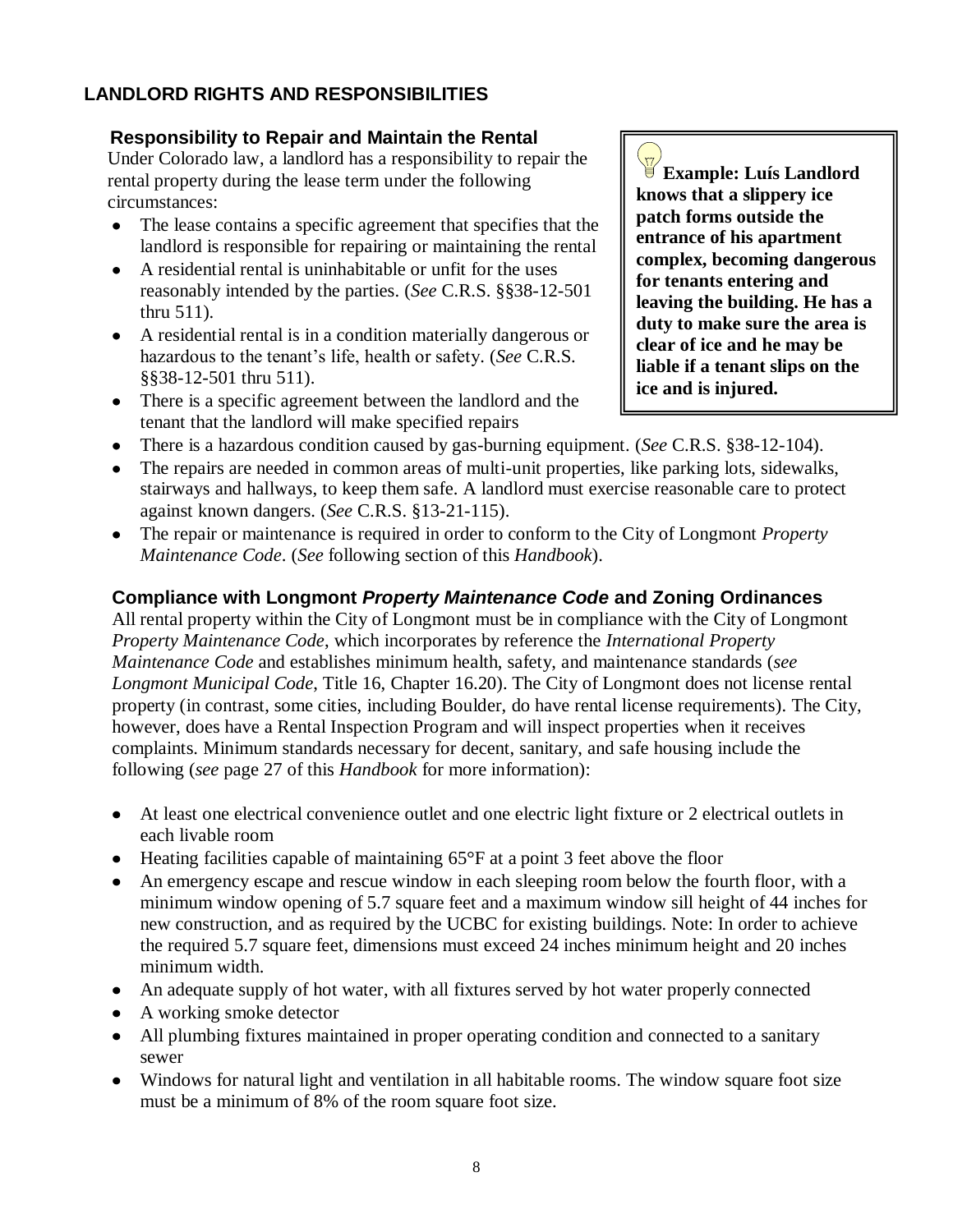## LANDLORD RIGHTS AND RESPONSIBILITIES

### Responsibility to Repair and Maintain the Rental

Under Colorado law, a landlord has a responsibility to repair the rental property during the lease term under the following circumstances:

- The lease contains a specific agreement that specifies that the landlord is responsible for repairing or maintaining the rental
- A residential rental is uninhabitable or unfit for the uses reasonably intended by the parties. (*See* C.R.S. §§38-12-501 thru 511).
- A residential rental is in a condition materially dangerous or hazardous to the tenant's life, health or safety. (*See* C.R.S. §§38-12-501 thru 511).
- There is a specific agreement between the landlord and the tenant that the landlord will make specified repairs
- There is a hazardous condition caused by gas-burning equipment. (*See* C.R.S. §38-12-104).
- The repairs are needed in common areas of multi-unit properties, like parking lots, sidewalks, stairways and hallways, to keep them safe. A landlord must exercise reasonable care to protect against known dangers. (*See* C.R.S. §13-21-115).
- The repair or maintenance is required in order to conform to the City of Longmont *Property Maintenance Code*. (*See* following section of this *Handbook*).

> **Example: Luís Landlord knows that a slippery ice patch forms outside the entrance of his apartment complex, becoming dangerous for tenants entering and leaving the building. He has a duty to make sure the area is clear of ice and he may be liable if a tenant slips on the ice and is injured.**

### Compliance with Longmont *Property Maintenance Code* and Zoning Ordinances

All rental property within the City of Longmont must be in compliance with the City of Longmont *Property Maintenance Code*, which incorporates by reference the *International Property Maintenance Code* and establishes minimum health, safety, and maintenance standards (*see Longmont Municipal Code*, Title 16, Chapter 16.20). The City of Longmont does not license rental property (in contrast, some cities, including Boulder, do have rental license requirements). The City, however, does have a Rental Inspection Program and will inspect properties when it receives complaints. Minimum standards necessary for decent, sanitary, and safe housing include the following (*see* page 27 of this *Handbook* for more information):

- At least one electrical convenience outlet and one electric light fixture or 2 electrical outlets in each livable room
- Heating facilities capable of maintaining 65°F at a point 3 feet above the floor
- An emergency escape and rescue window in each sleeping room below the fourth floor, with a minimum window opening of 5.7 square feet and a maximum window sill height of 44 inches for new construction, and as required by the UCBC for existing buildings. Note: In order to achieve the required 5.7 square feet, dimensions must exceed 24 inches minimum height and 20 inches minimum width.
- An adequate supply of hot water, with all fixtures served by hot water properly connected
- A working smoke detector
- All plumbing fixtures maintained in proper operating condition and connected to a sanitary sewer
- Windows for natural light and ventilation in all habitable rooms. The window square foot size must be a minimum of 8% of the room square foot size.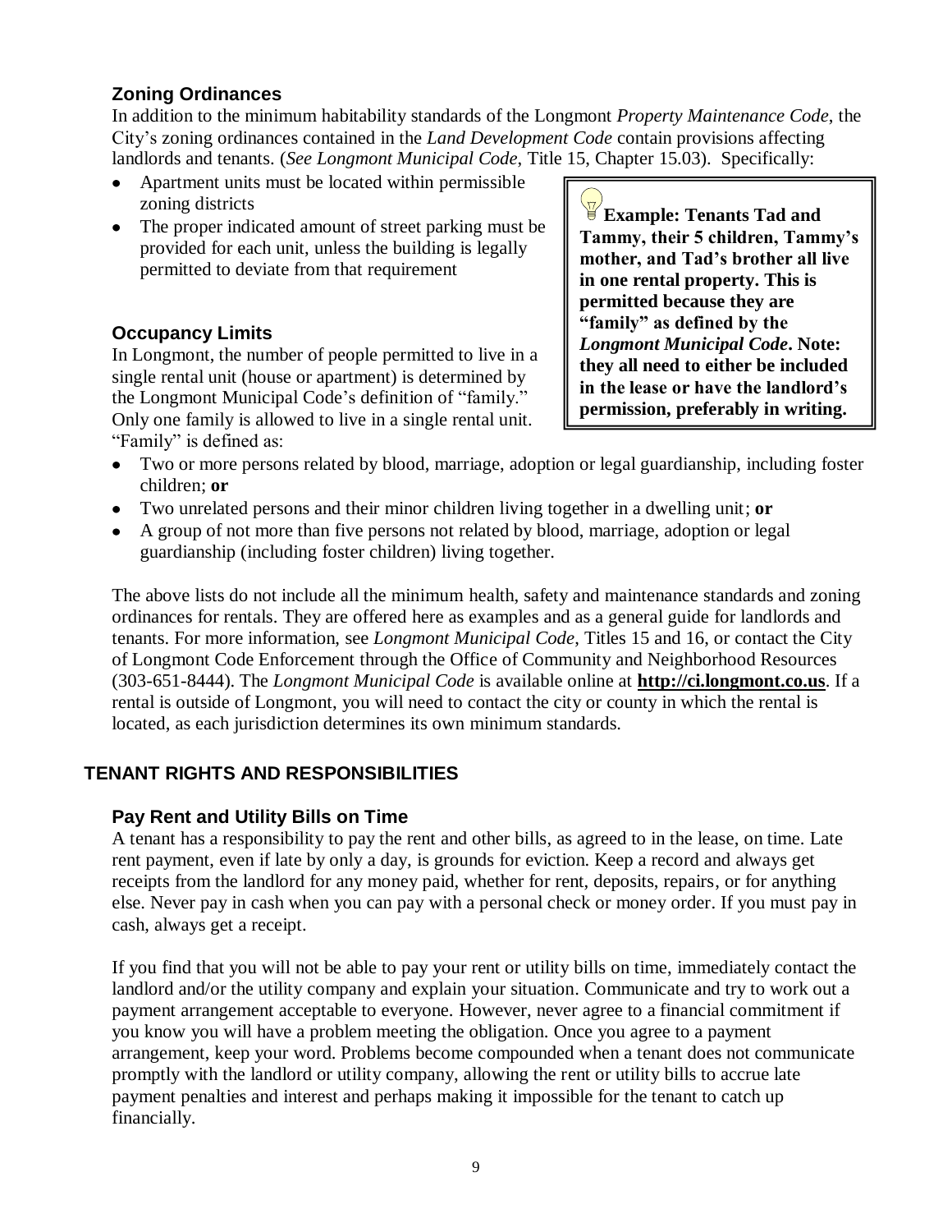### Zoning Ordinances

In addition to the minimum habitability standards of the Longmont *Property Maintenance Code*, the City's zoning ordinances contained in the *Land Development Code* contain provisions affecting landlords and tenants. (*See Longmont Municipal Code*, Title 15, Chapter 15.03). Specifically:

- Apartment units must be located within permissible zoning districts
- The proper indicated amount of street parking must be provided for each unit, unless the building is legally permitted to deviate from that requirement

> **Example: Tenants Tad and Tammy, their 5 children, Tammy's mother, and Tad's brother all live in one rental property. This is permitted because they are "family" as defined by the *Longmont Municipal Code*. Note: they all need to either be included in the lease or have the landlord's permission, preferably in writing.**

### Occupancy Limits

In Longmont, the number of people permitted to live in a single rental unit (house or apartment) is determined by the Longmont Municipal Code's definition of "family." Only one family is allowed to live in a single rental unit. "Family" is defined as:

- Two or more persons related by blood, marriage, adoption or legal guardianship, including foster children; **or**
- Two unrelated persons and their minor children living together in a dwelling unit; **or**
- A group of not more than five persons not related by blood, marriage, adoption or legal guardianship (including foster children) living together.

The above lists do not include all the minimum health, safety and maintenance standards and zoning ordinances for rentals. They are offered here as examples and as a general guide for landlords and tenants. For more information, see *Longmont Municipal Code*, Titles 15 and 16, or contact the City of Longmont Code Enforcement through the Office of Community and Neighborhood Resources (303-651-8444). The *Longmont Municipal Code* is available online at **http://ci.longmont.co.us**. If a rental is outside of Longmont, you will need to contact the city or county in which the rental is located, as each jurisdiction determines its own minimum standards.

## TENANT RIGHTS AND RESPONSIBILITIES

### Pay Rent and Utility Bills on Time

A tenant has a responsibility to pay the rent and other bills, as agreed to in the lease, on time. Late rent payment, even if late by only a day, is grounds for eviction. Keep a record and always get receipts from the landlord for any money paid, whether for rent, deposits, repairs, or for anything else. Never pay in cash when you can pay with a personal check or money order. If you must pay in cash, always get a receipt.

If you find that you will not be able to pay your rent or utility bills on time, immediately contact the landlord and/or the utility company and explain your situation. Communicate and try to work out a payment arrangement acceptable to everyone. However, never agree to a financial commitment if you know you will have a problem meeting the obligation. Once you agree to a payment arrangement, keep your word. Problems become compounded when a tenant does not communicate promptly with the landlord or utility company, allowing the rent or utility bills to accrue late payment penalties and interest and perhaps making it impossible for the tenant to catch up financially.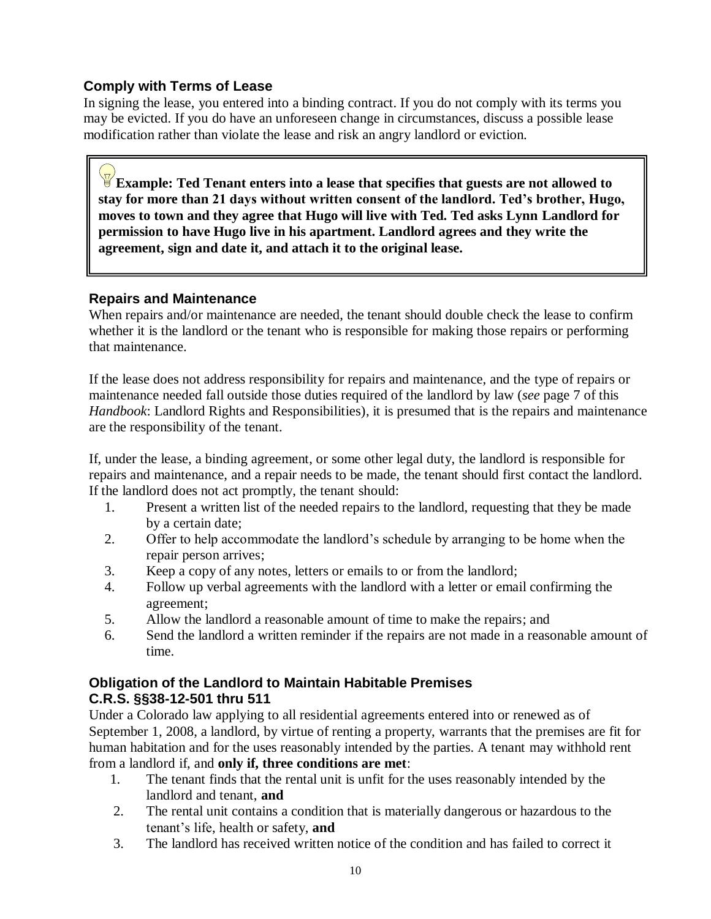### Comply with Terms of Lease

In signing the lease, you entered into a binding contract. If you do not comply with its terms you may be evicted. If you do have an unforeseen change in circumstances, discuss a possible lease modification rather than violate the lease and risk an angry landlord or eviction.

> **Example: Ted Tenant enters into a lease that specifies that guests are not allowed to stay for more than 21 days without written consent of the landlord. Ted's brother, Hugo, moves to town and they agree that Hugo will live with Ted. Ted asks Lynn Landlord for permission to have Hugo live in his apartment. Landlord agrees and they write the agreement, sign and date it, and attach it to the original lease.**

### Repairs and Maintenance

When repairs and/or maintenance are needed, the tenant should double check the lease to confirm whether it is the landlord or the tenant who is responsible for making those repairs or performing that maintenance.

If the lease does not address responsibility for repairs and maintenance, and the type of repairs or maintenance needed fall outside those duties required of the landlord by law (*see* page 7 of this *Handbook*: Landlord Rights and Responsibilities), it is presumed that is the repairs and maintenance are the responsibility of the tenant.

If, under the lease, a binding agreement, or some other legal duty, the landlord is responsible for repairs and maintenance, and a repair needs to be made, the tenant should first contact the landlord. If the landlord does not act promptly, the tenant should:

1. Present a written list of the needed repairs to the landlord, requesting that they be made by a certain date;
2. Offer to help accommodate the landlord's schedule by arranging to be home when the repair person arrives;
3. Keep a copy of any notes, letters or emails to or from the landlord;
4. Follow up verbal agreements with the landlord with a letter or email confirming the agreement;
5. Allow the landlord a reasonable amount of time to make the repairs; and
6. Send the landlord a written reminder if the repairs are not made in a reasonable amount of time.

### Obligation of the Landlord to Maintain Habitable Premises C.R.S. §§38-12-501 thru 511

Under a Colorado law applying to all residential agreements entered into or renewed as of September 1, 2008, a landlord, by virtue of renting a property, warrants that the premises are fit for human habitation and for the uses reasonably intended by the parties. A tenant may withhold rent from a landlord if, and **only if, three conditions are met**:

1. The tenant finds that the rental unit is unfit for the uses reasonably intended by the landlord and tenant, **and**
2. The rental unit contains a condition that is materially dangerous or hazardous to the tenant's life, health or safety, **and**
3. The landlord has received written notice of the condition and has failed to correct it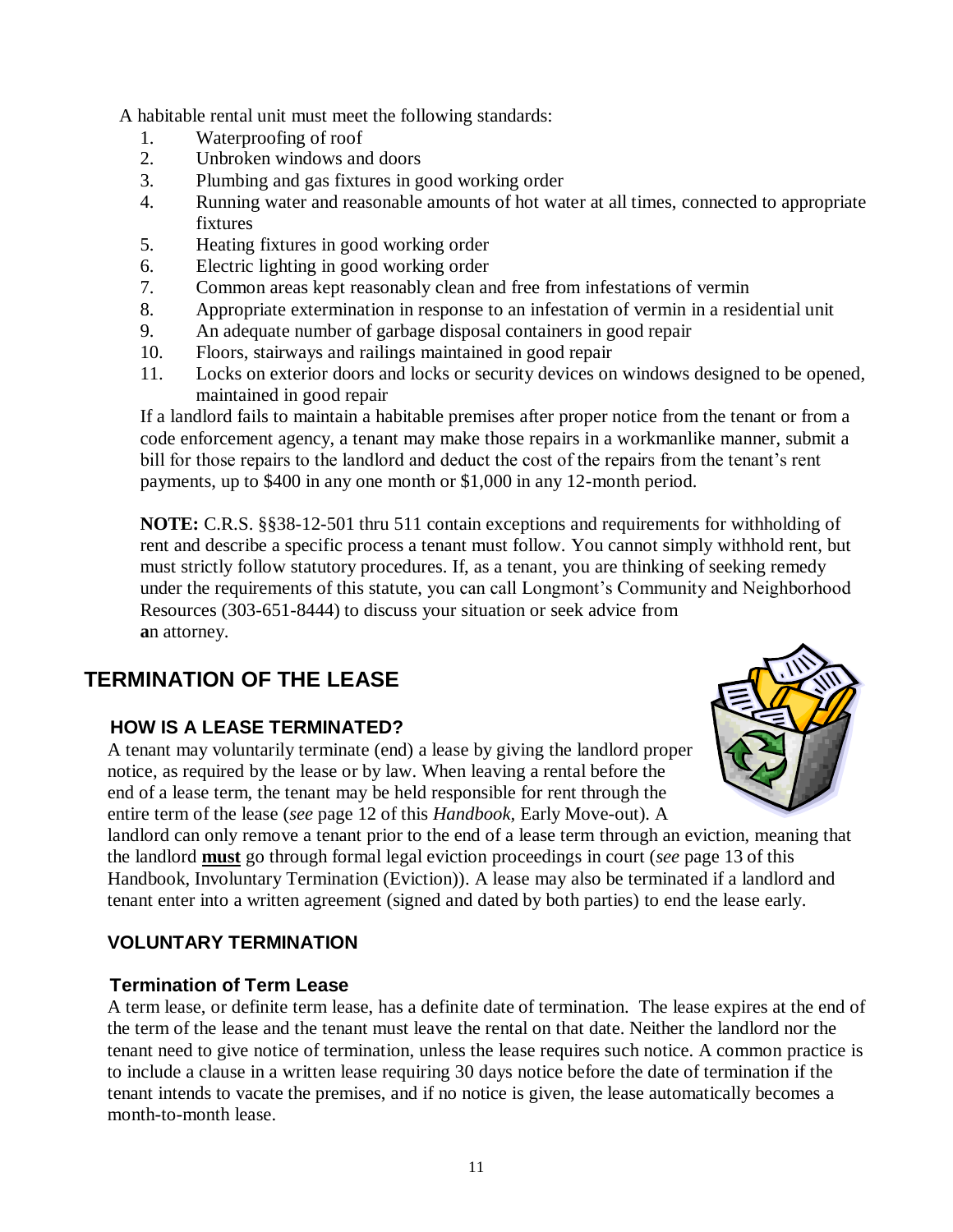A habitable rental unit must meet the following standards:

1. Waterproofing of roof
2. Unbroken windows and doors
3. Plumbing and gas fixtures in good working order
4. Running water and reasonable amounts of hot water at all times, connected to appropriate fixtures
5. Heating fixtures in good working order
6. Electric lighting in good working order
7. Common areas kept reasonably clean and free from infestations of vermin
8. Appropriate extermination in response to an infestation of vermin in a residential unit
9. An adequate number of garbage disposal containers in good repair
10. Floors, stairways and railings maintained in good repair
11. Locks on exterior doors and locks or security devices on windows designed to be opened, maintained in good repair

If a landlord fails to maintain a habitable premises after proper notice from the tenant or from a code enforcement agency, a tenant may make those repairs in a workmanlike manner, submit a bill for those repairs to the landlord and deduct the cost of the repairs from the tenant's rent payments, up to $400 in any one month or $1,000 in any 12-month period.

**NOTE:** C.R.S. §§38-12-501 thru 511 contain exceptions and requirements for withholding of rent and describe a specific process a tenant must follow. You cannot simply withhold rent, but must strictly follow statutory procedures. If, as a tenant, you are thinking of seeking remedy under the requirements of this statute, you can call Longmont's Community and Neighborhood Resources (303-651-8444) to discuss your situation or seek advice from an attorney.

# TERMINATION OF THE LEASE

## HOW IS A LEASE TERMINATED?

A tenant may voluntarily terminate (end) a lease by giving the landlord proper notice, as required by the lease or by law. When leaving a rental before the end of a lease term, the tenant may be held responsible for rent through the entire term of the lease (*see* page 12 of this *Handbook*, Early Move-out). A landlord can only remove a tenant prior to the end of a lease term through an eviction, meaning that the landlord **must** go through formal legal eviction proceedings in court (*see* page 13 of this Handbook, Involuntary Termination (Eviction)). A lease may also be terminated if a landlord and tenant enter into a written agreement (signed and dated by both parties) to end the lease early.

## VOLUNTARY TERMINATION

### Termination of Term Lease

A term lease, or definite term lease, has a definite date of termination. The lease expires at the end of the term of the lease and the tenant must leave the rental on that date. Neither the landlord nor the tenant need to give notice of termination, unless the lease requires such notice. A common practice is to include a clause in a written lease requiring 30 days notice before the date of termination if the tenant intends to vacate the premises, and if no notice is given, the lease automatically becomes a month-to-month lease.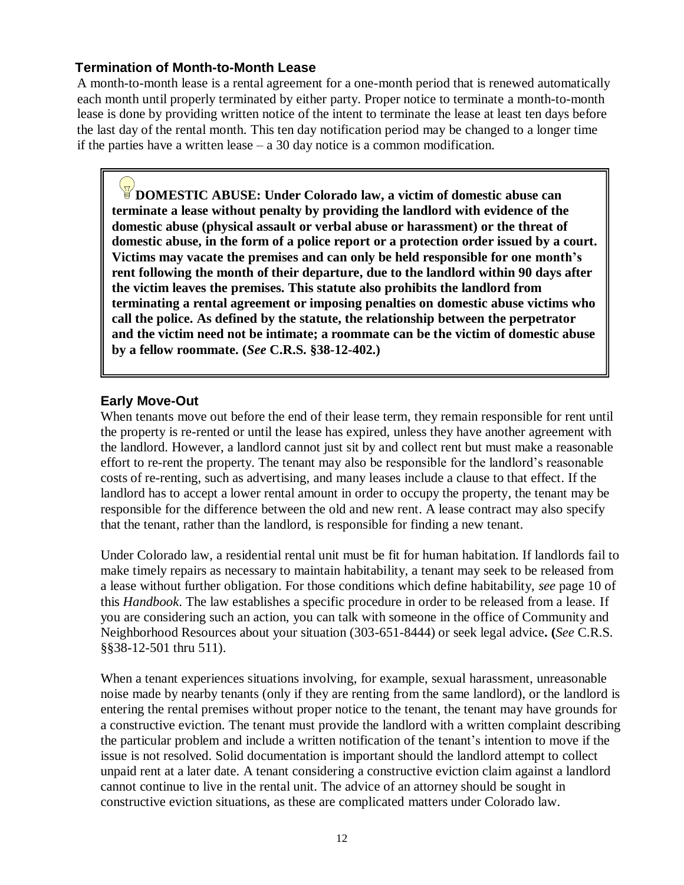### Termination of Month-to-Month Lease

A month-to-month lease is a rental agreement for a one-month period that is renewed automatically each month until properly terminated by either party. Proper notice to terminate a month-to-month lease is done by providing written notice of the intent to terminate the lease at least ten days before the last day of the rental month. This ten day notification period may be changed to a longer time if the parties have a written lease – a 30 day notice is a common modification.

> **DOMESTIC ABUSE: Under Colorado law, a victim of domestic abuse can terminate a lease without penalty by providing the landlord with evidence of the domestic abuse (physical assault or verbal abuse or harassment) or the threat of domestic abuse, in the form of a police report or a protection order issued by a court. Victims may vacate the premises and can only be held responsible for one month's rent following the month of their departure, due to the landlord within 90 days after the victim leaves the premises. This statute also prohibits the landlord from terminating a rental agreement or imposing penalties on domestic abuse victims who call the police. As defined by the statute, the relationship between the perpetrator and the victim need not be intimate; a roommate can be the victim of domestic abuse by a fellow roommate. (*See* C.R.S. §38-12-402.)**

### Early Move-Out

When tenants move out before the end of their lease term, they remain responsible for rent until the property is re-rented or until the lease has expired, unless they have another agreement with the landlord. However, a landlord cannot just sit by and collect rent but must make a reasonable effort to re-rent the property. The tenant may also be responsible for the landlord's reasonable costs of re-renting, such as advertising, and many leases include a clause to that effect. If the landlord has to accept a lower rental amount in order to occupy the property, the tenant may be responsible for the difference between the old and new rent. A lease contract may also specify that the tenant, rather than the landlord, is responsible for finding a new tenant.

Under Colorado law, a residential rental unit must be fit for human habitation. If landlords fail to make timely repairs as necessary to maintain habitability, a tenant may seek to be released from a lease without further obligation. For those conditions which define habitability, *see* page 10 of this *Handbook*. The law establishes a specific procedure in order to be released from a lease. If you are considering such an action, you can talk with someone in the office of Community and Neighborhood Resources about your situation (303-651-8444) or seek legal advice**.** **(***See* C.R.S. §§38-12-501 thru 511).

When a tenant experiences situations involving, for example, sexual harassment, unreasonable noise made by nearby tenants (only if they are renting from the same landlord), or the landlord is entering the rental premises without proper notice to the tenant, the tenant may have grounds for a constructive eviction. The tenant must provide the landlord with a written complaint describing the particular problem and include a written notification of the tenant's intention to move if the issue is not resolved. Solid documentation is important should the landlord attempt to collect unpaid rent at a later date. A tenant considering a constructive eviction claim against a landlord cannot continue to live in the rental unit. The advice of an attorney should be sought in constructive eviction situations, as these are complicated matters under Colorado law.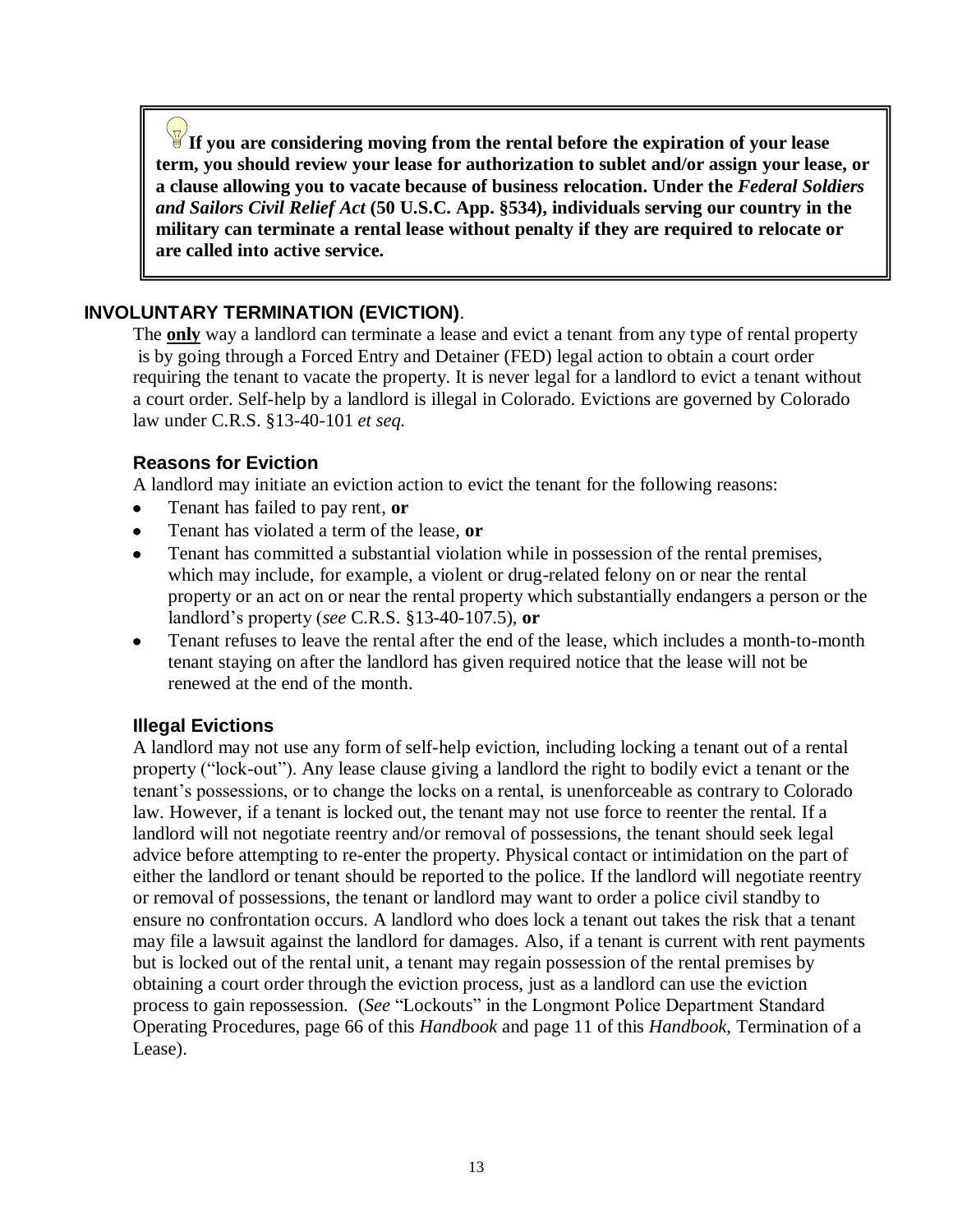**If you are considering moving from the rental before the expiration of your lease term, you should review your lease for authorization to sublet and/or assign your lease, or a clause allowing you to vacate because of business relocation. Under the *Federal Soldiers and Sailors Civil Relief Act* (50 U.S.C. App. §534), individuals serving our country in the military can terminate a rental lease without penalty if they are required to relocate or are called into active service.**

## INVOLUNTARY TERMINATION (EVICTION).

The **only** way a landlord can terminate a lease and evict a tenant from any type of rental property is by going through a Forced Entry and Detainer (FED) legal action to obtain a court order requiring the tenant to vacate the property. It is never legal for a landlord to evict a tenant without a court order. Self-help by a landlord is illegal in Colorado. Evictions are governed by Colorado law under C.R.S. §13-40-101 *et seq.*

### Reasons for Eviction

A landlord may initiate an eviction action to evict the tenant for the following reasons:

- Tenant has failed to pay rent, **or**
- Tenant has violated a term of the lease, **or**
- Tenant has committed a substantial violation while in possession of the rental premises, which may include, for example, a violent or drug-related felony on or near the rental property or an act on or near the rental property which substantially endangers a person or the landlord's property (*see* C.R.S. §13-40-107.5), **or**
- Tenant refuses to leave the rental after the end of the lease, which includes a month-to-month tenant staying on after the landlord has given required notice that the lease will not be renewed at the end of the month.

### Illegal Evictions

A landlord may not use any form of self-help eviction, including locking a tenant out of a rental property ("lock-out"). Any lease clause giving a landlord the right to bodily evict a tenant or the tenant's possessions, or to change the locks on a rental, is unenforceable as contrary to Colorado law. However, if a tenant is locked out, the tenant may not use force to reenter the rental. If a landlord will not negotiate reentry and/or removal of possessions, the tenant should seek legal advice before attempting to re-enter the property. Physical contact or intimidation on the part of either the landlord or tenant should be reported to the police. If the landlord will negotiate reentry or removal of possessions, the tenant or landlord may want to order a police civil standby to ensure no confrontation occurs. A landlord who does lock a tenant out takes the risk that a tenant may file a lawsuit against the landlord for damages. Also, if a tenant is current with rent payments but is locked out of the rental unit, a tenant may regain possession of the rental premises by obtaining a court order through the eviction process, just as a landlord can use the eviction process to gain repossession. (*See* "Lockouts" in the Longmont Police Department Standard Operating Procedures, page 66 of this *Handbook* and page 11 of this *Handbook*, Termination of a Lease).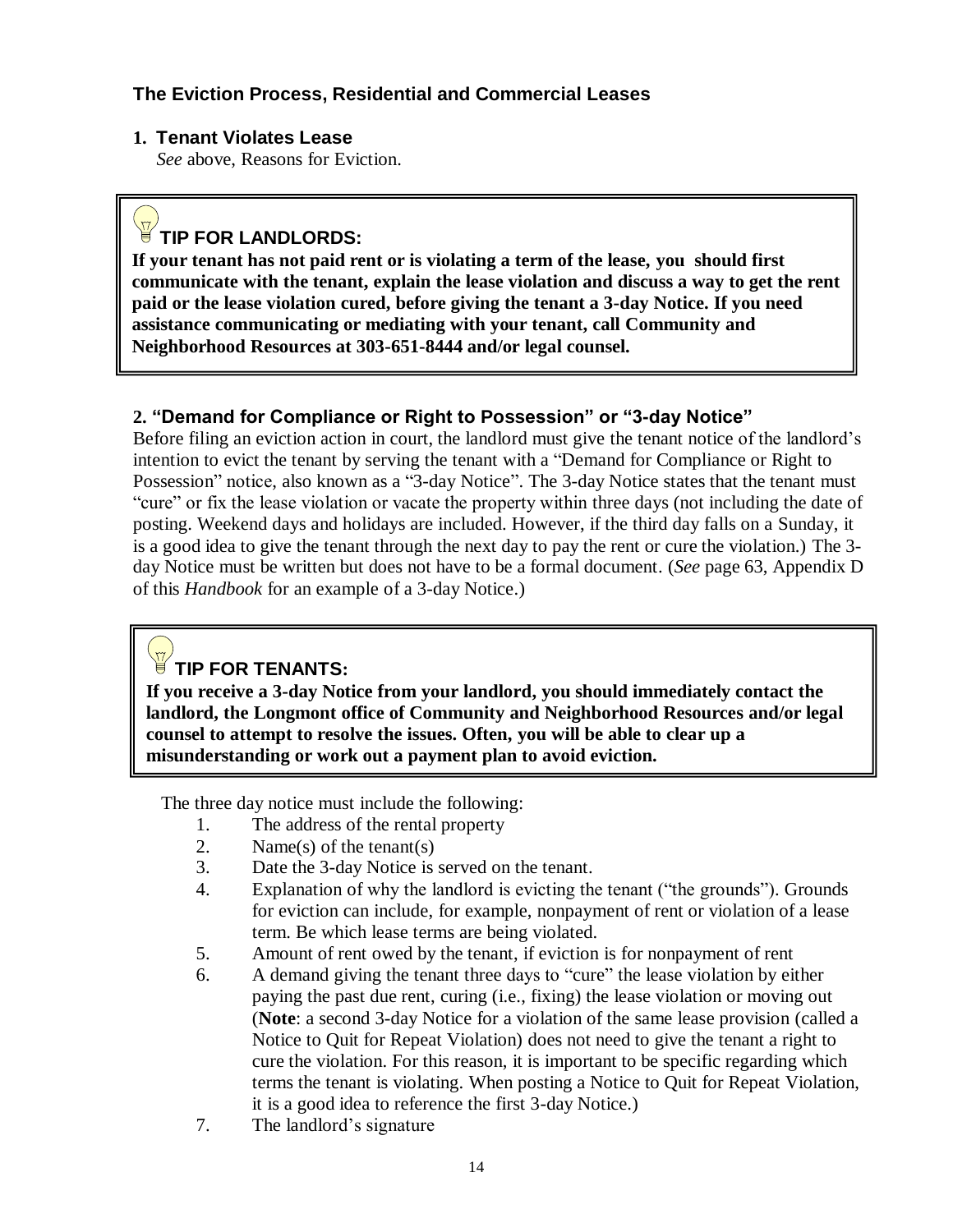## The Eviction Process, Residential and Commercial Leases

### 1. Tenant Violates Lease

*See* above, Reasons for Eviction.

> **TIP FOR LANDLORDS:**
>
> **If your tenant has not paid rent or is violating a term of the lease, you should first communicate with the tenant, explain the lease violation and discuss a way to get the rent paid or the lease violation cured, before giving the tenant a 3-day Notice. If you need assistance communicating or mediating with your tenant, call Community and Neighborhood Resources at 303-651-8444 and/or legal counsel.**

### 2. "Demand for Compliance or Right to Possession" or "3-day Notice"

Before filing an eviction action in court, the landlord must give the tenant notice of the landlord's intention to evict the tenant by serving the tenant with a "Demand for Compliance or Right to Possession" notice, also known as a "3-day Notice". The 3-day Notice states that the tenant must "cure" or fix the lease violation or vacate the property within three days (not including the date of posting. Weekend days and holidays are included. However, if the third day falls on a Sunday, it is a good idea to give the tenant through the next day to pay the rent or cure the violation.) The 3-day Notice must be written but does not have to be a formal document. (*See* page 63, Appendix D of this *Handbook* for an example of a 3-day Notice.)

> **TIP FOR TENANTS:**
>
> **If you receive a 3-day Notice from your landlord, you should immediately contact the landlord, the Longmont office of Community and Neighborhood Resources and/or legal counsel to attempt to resolve the issues. Often, you will be able to clear up a misunderstanding or work out a payment plan to avoid eviction.**

The three day notice must include the following:

1. The address of the rental property
2. Name(s) of the tenant(s)
3. Date the 3-day Notice is served on the tenant.
4. Explanation of why the landlord is evicting the tenant ("the grounds"). Grounds for eviction can include, for example, nonpayment of rent or violation of a lease term. Be which lease terms are being violated.
5. Amount of rent owed by the tenant, if eviction is for nonpayment of rent
6. A demand giving the tenant three days to "cure" the lease violation by either paying the past due rent, curing (i.e., fixing) the lease violation or moving out (**Note**: a second 3-day Notice for a violation of the same lease provision (called a Notice to Quit for Repeat Violation) does not need to give the tenant a right to cure the violation. For this reason, it is important to be specific regarding which terms the tenant is violating. When posting a Notice to Quit for Repeat Violation, it is a good idea to reference the first 3-day Notice.)
7. The landlord's signature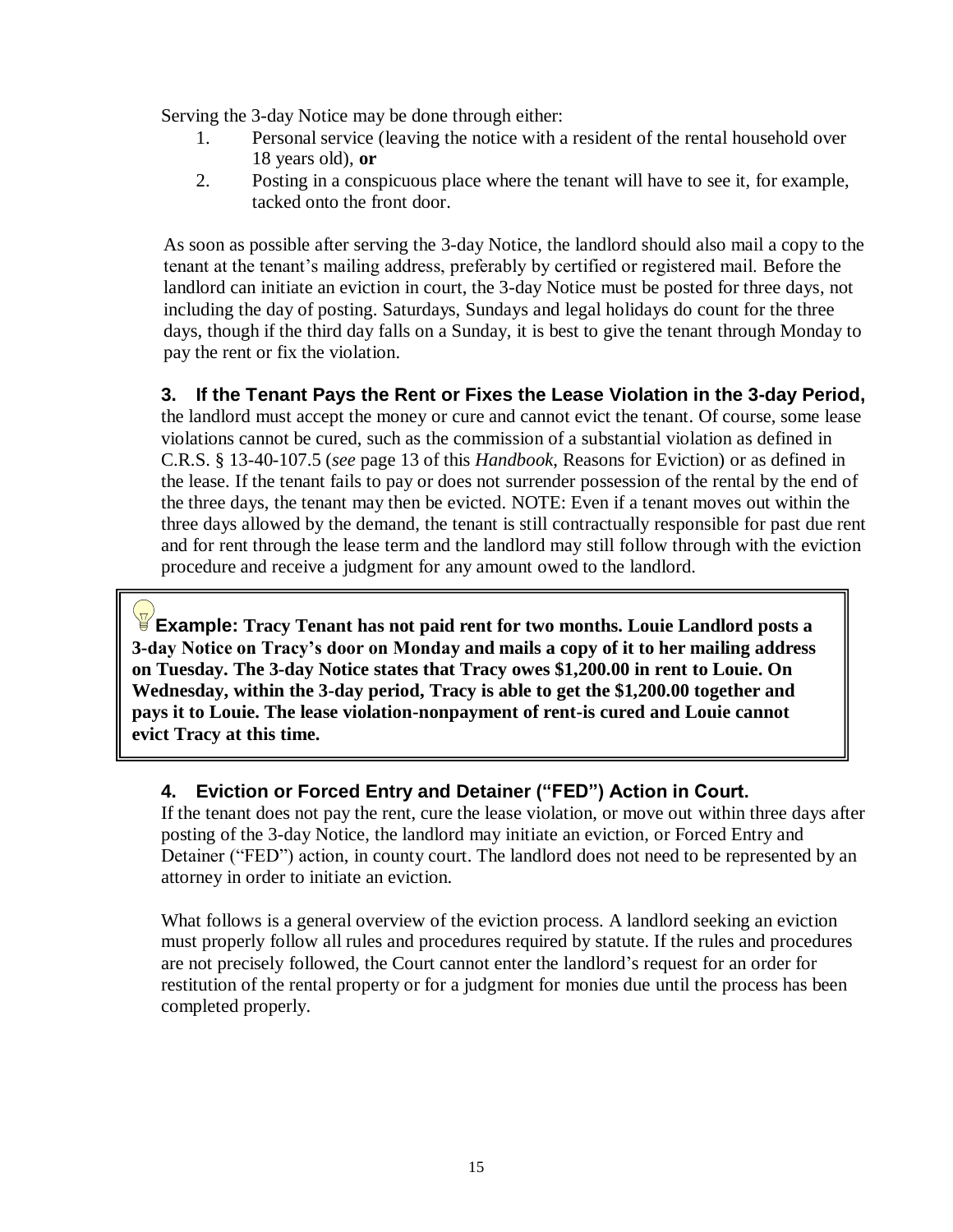Serving the 3-day Notice may be done through either:

1. Personal service (leaving the notice with a resident of the rental household over 18 years old), **or**
2. Posting in a conspicuous place where the tenant will have to see it, for example, tacked onto the front door.

As soon as possible after serving the 3-day Notice, the landlord should also mail a copy to the tenant at the tenant's mailing address, preferably by certified or registered mail. Before the landlord can initiate an eviction in court, the 3-day Notice must be posted for three days, not including the day of posting. Saturdays, Sundays and legal holidays do count for the three days, though if the third day falls on a Sunday, it is best to give the tenant through Monday to pay the rent or fix the violation.

### 3. If the Tenant Pays the Rent or Fixes the Lease Violation in the 3-day Period,

the landlord must accept the money or cure and cannot evict the tenant. Of course, some lease violations cannot be cured, such as the commission of a substantial violation as defined in C.R.S. § 13-40-107.5 (*see* page 13 of this *Handbook*, Reasons for Eviction) or as defined in the lease. If the tenant fails to pay or does not surrender possession of the rental by the end of the three days, the tenant may then be evicted. NOTE: Even if a tenant moves out within the three days allowed by the demand, the tenant is still contractually responsible for past due rent and for rent through the lease term and the landlord may still follow through with the eviction procedure and receive a judgment for any amount owed to the landlord.

> **Example: Tracy Tenant has not paid rent for two months. Louie Landlord posts a 3-day Notice on Tracy's door on Monday and mails a copy of it to her mailing address on Tuesday. The 3-day Notice states that Tracy owes $1,200.00 in rent to Louie. On Wednesday, within the 3-day period, Tracy is able to get the $1,200.00 together and pays it to Louie. The lease violation-nonpayment of rent-is cured and Louie cannot evict Tracy at this time.**

### 4. Eviction or Forced Entry and Detainer ("FED") Action in Court.

If the tenant does not pay the rent, cure the lease violation, or move out within three days after posting of the 3-day Notice, the landlord may initiate an eviction, or Forced Entry and Detainer ("FED") action, in county court. The landlord does not need to be represented by an attorney in order to initiate an eviction.

What follows is a general overview of the eviction process. A landlord seeking an eviction must properly follow all rules and procedures required by statute. If the rules and procedures are not precisely followed, the Court cannot enter the landlord's request for an order for restitution of the rental property or for a judgment for monies due until the process has been completed properly.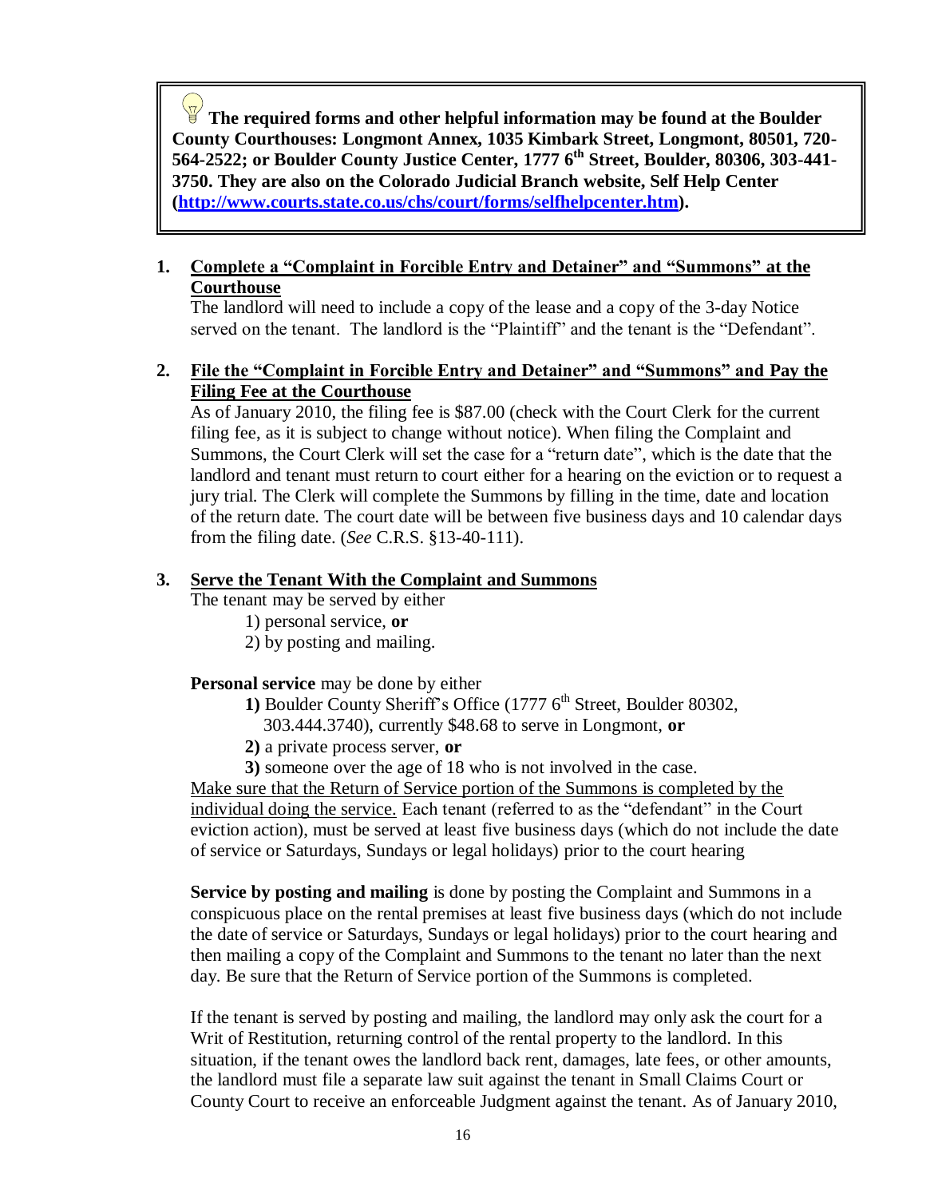**The required forms and other helpful information may be found at the Boulder County Courthouses: Longmont Annex, 1035 Kimbark Street, Longmont, 80501, 720-564-2522; or Boulder County Justice Center, 1777 6th Street, Boulder, 80306, 303-441-3750. They are also on the Colorado Judicial Branch website, Self Help Center (http://www.courts.state.co.us/chs/court/forms/selfhelpcenter.htm).**

1. **<u>Complete a "Complaint in Forcible Entry and Detainer" and "Summons" at the Courthouse</u>**

   The landlord will need to include a copy of the lease and a copy of the 3-day Notice served on the tenant. The landlord is the "Plaintiff" and the tenant is the "Defendant".

2. **<u>File the "Complaint in Forcible Entry and Detainer" and "Summons" and Pay the Filing Fee at the Courthouse</u>**

   As of January 2010, the filing fee is $87.00 (check with the Court Clerk for the current filing fee, as it is subject to change without notice). When filing the Complaint and Summons, the Court Clerk will set the case for a "return date", which is the date that the landlord and tenant must return to court either for a hearing on the eviction or to request a jury trial. The Clerk will complete the Summons by filling in the time, date and location of the return date. The court date will be between five business days and 10 calendar days from the filing date. (*See* C.R.S. §13-40-111).

3. **<u>Serve the Tenant With the Complaint and Summons</u>**

   The tenant may be served by either

   1) personal service, **or**
   2) by posting and mailing.

   **Personal service** may be done by either

   **1)** Boulder County Sheriff's Office (1777 6th Street, Boulder 80302, 303.444.3740), currently $48.68 to serve in Longmont, **or**
   **2)** a private process server, **or**
   **3)** someone over the age of 18 who is not involved in the case.

   <u>Make sure that the Return of Service portion of the Summons is completed by the individual doing the service.</u> Each tenant (referred to as the "defendant" in the Court eviction action), must be served at least five business days (which do not include the date of service or Saturdays, Sundays or legal holidays) prior to the court hearing

   **Service by posting and mailing** is done by posting the Complaint and Summons in a conspicuous place on the rental premises at least five business days (which do not include the date of service or Saturdays, Sundays or legal holidays) prior to the court hearing and then mailing a copy of the Complaint and Summons to the tenant no later than the next day. Be sure that the Return of Service portion of the Summons is completed.

   If the tenant is served by posting and mailing, the landlord may only ask the court for a Writ of Restitution, returning control of the rental property to the landlord. In this situation, if the tenant owes the landlord back rent, damages, late fees, or other amounts, the landlord must file a separate law suit against the tenant in Small Claims Court or County Court to receive an enforceable Judgment against the tenant. As of January 2010,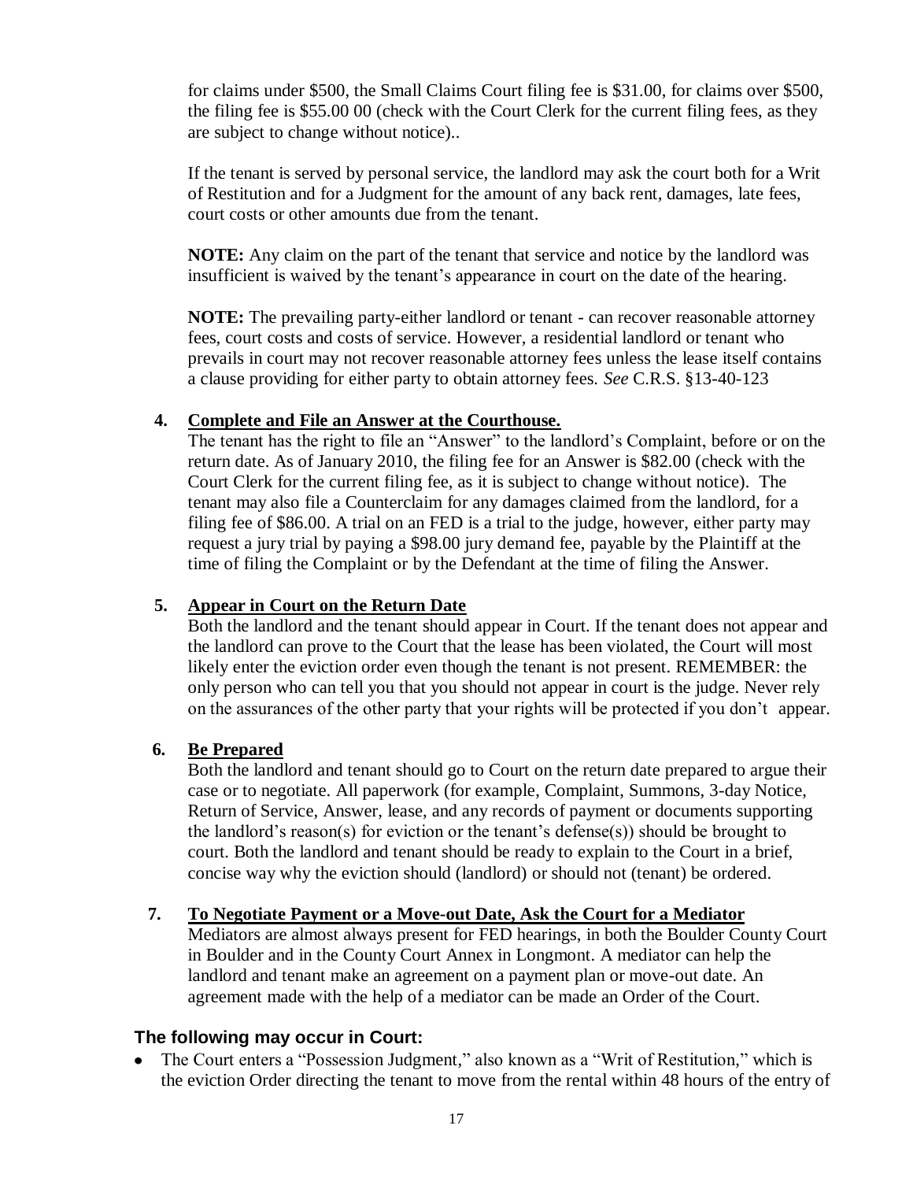for claims under \$500, the Small Claims Court filing fee is \$31.00, for claims over \$500, the filing fee is \$55.00 00 (check with the Court Clerk for the current filing fees, as they are subject to change without notice)..

If the tenant is served by personal service, the landlord may ask the court both for a Writ of Restitution and for a Judgment for the amount of any back rent, damages, late fees, court costs or other amounts due from the tenant.

**NOTE:** Any claim on the part of the tenant that service and notice by the landlord was insufficient is waived by the tenant's appearance in court on the date of the hearing.

**NOTE:** The prevailing party-either landlord or tenant - can recover reasonable attorney fees, court costs and costs of service. However, a residential landlord or tenant who prevails in court may not recover reasonable attorney fees unless the lease itself contains a clause providing for either party to obtain attorney fees. *See* C.R.S. §13-40-123

4. **Complete and File an Answer at the Courthouse.**
   The tenant has the right to file an "Answer" to the landlord's Complaint, before or on the return date. As of January 2010, the filing fee for an Answer is \$82.00 (check with the Court Clerk for the current filing fee, as it is subject to change without notice). The tenant may also file a Counterclaim for any damages claimed from the landlord, for a filing fee of \$86.00. A trial on an FED is a trial to the judge, however, either party may request a jury trial by paying a \$98.00 jury demand fee, payable by the Plaintiff at the time of filing the Complaint or by the Defendant at the time of filing the Answer.

5. **Appear in Court on the Return Date**
   Both the landlord and the tenant should appear in Court. If the tenant does not appear and the landlord can prove to the Court that the lease has been violated, the Court will most likely enter the eviction order even though the tenant is not present. REMEMBER: the only person who can tell you that you should not appear in court is the judge. Never rely on the assurances of the other party that your rights will be protected if you don't appear.

6. **Be Prepared**
   Both the landlord and tenant should go to Court on the return date prepared to argue their case or to negotiate. All paperwork (for example, Complaint, Summons, 3-day Notice, Return of Service, Answer, lease, and any records of payment or documents supporting the landlord's reason(s) for eviction or the tenant's defense(s)) should be brought to court. Both the landlord and tenant should be ready to explain to the Court in a brief, concise way why the eviction should (landlord) or should not (tenant) be ordered.

7. **To Negotiate Payment or a Move-out Date, Ask the Court for a Mediator**
   Mediators are almost always present for FED hearings, in both the Boulder County Court in Boulder and in the County Court Annex in Longmont. A mediator can help the landlord and tenant make an agreement on a payment plan or move-out date. An agreement made with the help of a mediator can be made an Order of the Court.

### The following may occur in Court:

- The Court enters a "Possession Judgment," also known as a "Writ of Restitution," which is the eviction Order directing the tenant to move from the rental within 48 hours of the entry of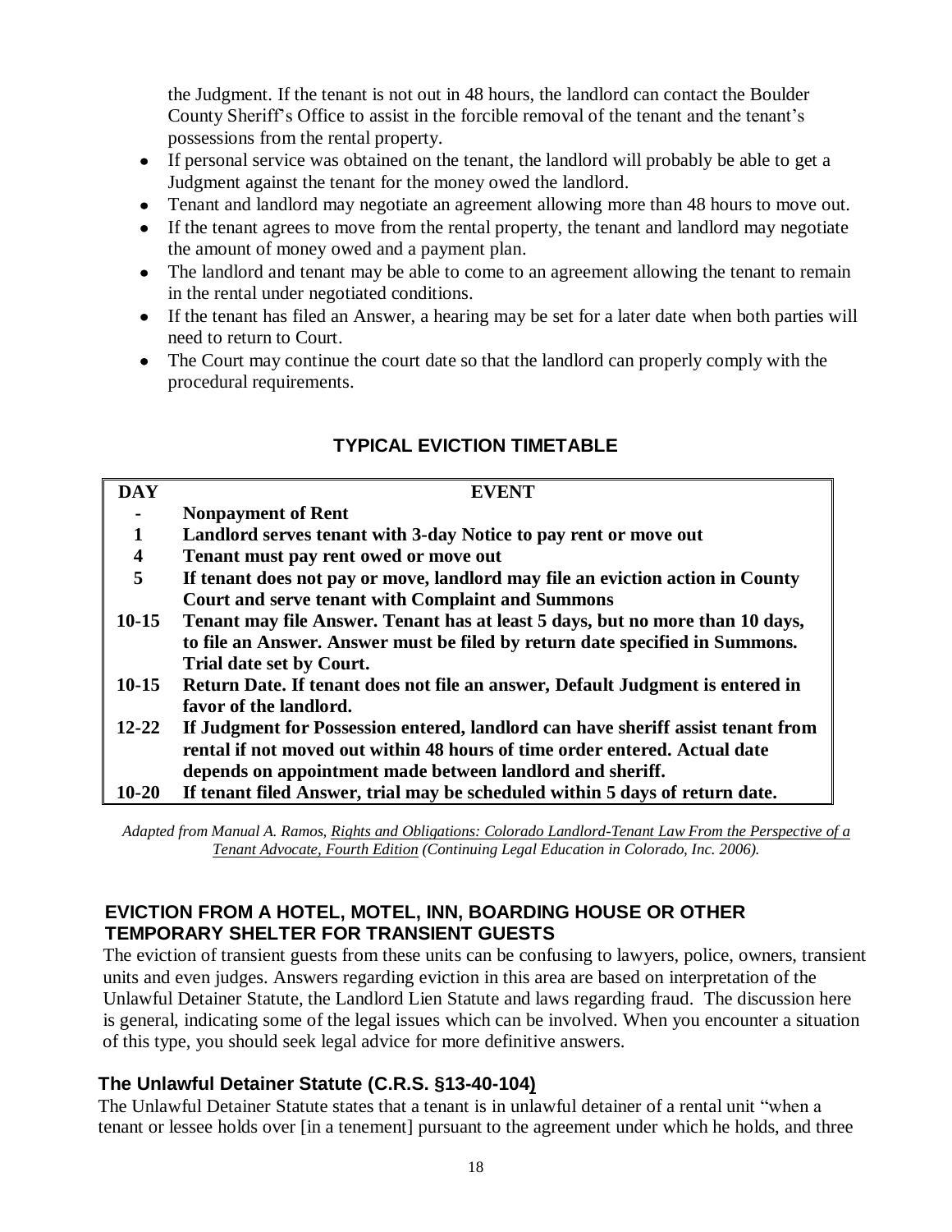the Judgment. If the tenant is not out in 48 hours, the landlord can contact the Boulder County Sheriff's Office to assist in the forcible removal of the tenant and the tenant's possessions from the rental property.

- If personal service was obtained on the tenant, the landlord will probably be able to get a Judgment against the tenant for the money owed the landlord.
- Tenant and landlord may negotiate an agreement allowing more than 48 hours to move out.
- If the tenant agrees to move from the rental property, the tenant and landlord may negotiate the amount of money owed and a payment plan.
- The landlord and tenant may be able to come to an agreement allowing the tenant to remain in the rental under negotiated conditions.
- If the tenant has filed an Answer, a hearing may be set for a later date when both parties will need to return to Court.
- The Court may continue the court date so that the landlord can properly comply with the procedural requirements.

## TYPICAL EVICTION TIMETABLE

| DAY | EVENT |
|---|---|
| **-** | **Nonpayment of Rent** |
| **1** | **Landlord serves tenant with 3-day Notice to pay rent or move out** |
| **4** | **Tenant must pay rent owed or move out** |
| **5** | **If tenant does not pay or move, landlord may file an eviction action in County Court and serve tenant with Complaint and Summons** |
| **10-15** | **Tenant may file Answer. Tenant has at least 5 days, but no more than 10 days, to file an Answer. Answer must be filed by return date specified in Summons. Trial date set by Court.** |
| **10-15** | **Return Date. If tenant does not file an answer, Default Judgment is entered in favor of the landlord.** |
| **12-22** | **If Judgment for Possession entered, landlord can have sheriff assist tenant from rental if not moved out within 48 hours of time order entered. Actual date depends on appointment made between landlord and sheriff.** |
| **10-20** | **If tenant filed Answer, trial may be scheduled within 5 days of return date.** |

*Adapted from Manual A. Ramos, Rights and Obligations: Colorado Landlord-Tenant Law From the Perspective of a Tenant Advocate, Fourth Edition (Continuing Legal Education in Colorado, Inc. 2006).*

## EVICTION FROM A HOTEL, MOTEL, INN, BOARDING HOUSE OR OTHER TEMPORARY SHELTER FOR TRANSIENT GUESTS

The eviction of transient guests from these units can be confusing to lawyers, police, owners, transient units and even judges. Answers regarding eviction in this area are based on interpretation of the Unlawful Detainer Statute, the Landlord Lien Statute and laws regarding fraud. The discussion here is general, indicating some of the legal issues which can be involved. When you encounter a situation of this type, you should seek legal advice for more definitive answers.

### The Unlawful Detainer Statute (C.R.S. §13-40-104)

The Unlawful Detainer Statute states that a tenant is in unlawful detainer of a rental unit "when a tenant or lessee holds over [in a tenement] pursuant to the agreement under which he holds, and three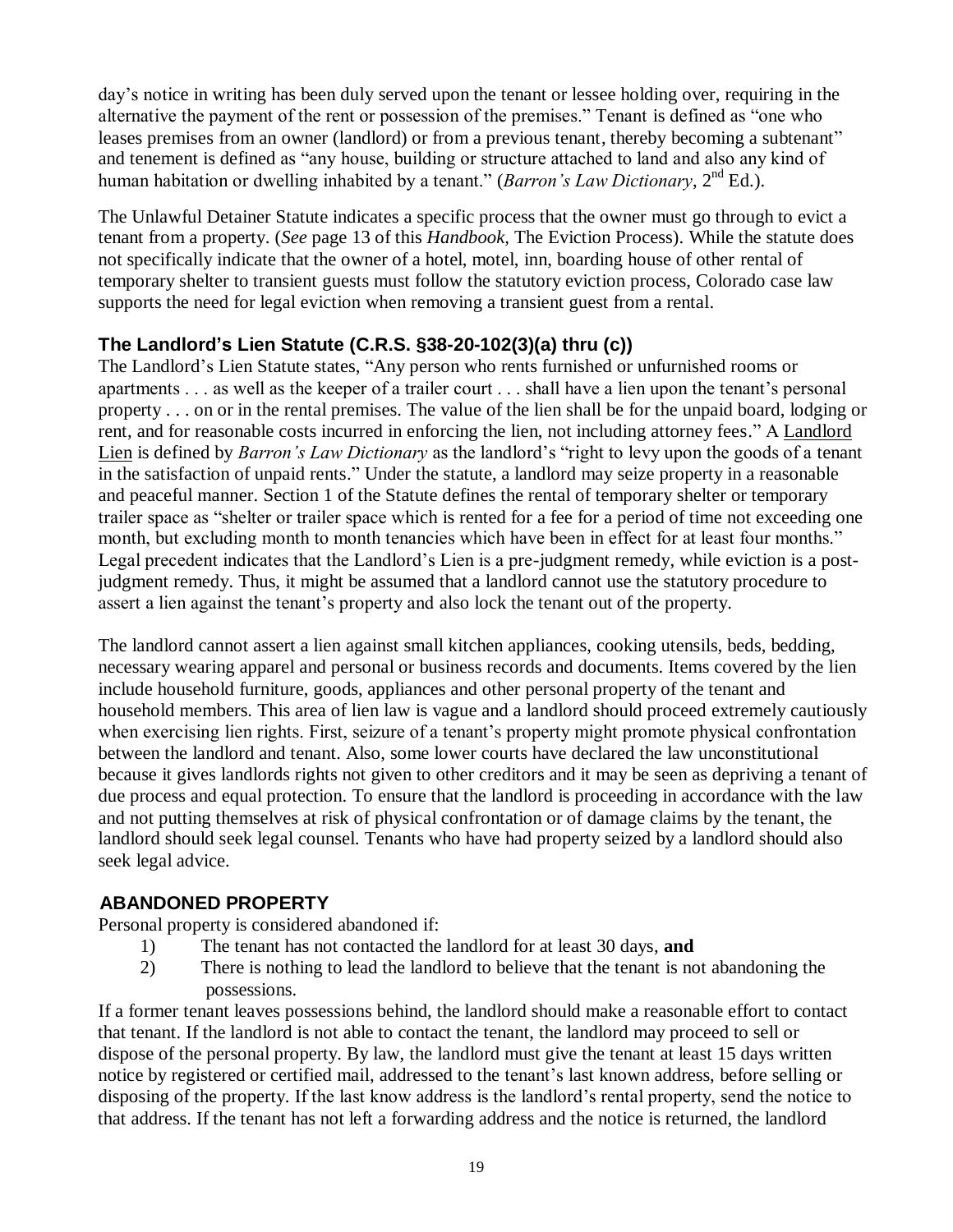day's notice in writing has been duly served upon the tenant or lessee holding over, requiring in the alternative the payment of the rent or possession of the premises." Tenant is defined as "one who leases premises from an owner (landlord) or from a previous tenant, thereby becoming a subtenant" and tenement is defined as "any house, building or structure attached to land and also any kind of human habitation or dwelling inhabited by a tenant." (*Barron's Law Dictionary*, 2nd Ed.).

The Unlawful Detainer Statute indicates a specific process that the owner must go through to evict a tenant from a property. (*See* page 13 of this *Handbook*, The Eviction Process). While the statute does not specifically indicate that the owner of a hotel, motel, inn, boarding house of other rental of temporary shelter to transient guests must follow the statutory eviction process, Colorado case law supports the need for legal eviction when removing a transient guest from a rental.

### The Landlord's Lien Statute (C.R.S. §38-20-102(3)(a) thru (c))

The Landlord's Lien Statute states, "Any person who rents furnished or unfurnished rooms or apartments . . . as well as the keeper of a trailer court . . . shall have a lien upon the tenant's personal property . . . on or in the rental premises. The value of the lien shall be for the unpaid board, lodging or rent, and for reasonable costs incurred in enforcing the lien, not including attorney fees." A Landlord Lien is defined by *Barron's Law Dictionary* as the landlord's "right to levy upon the goods of a tenant in the satisfaction of unpaid rents." Under the statute, a landlord may seize property in a reasonable and peaceful manner. Section 1 of the Statute defines the rental of temporary shelter or temporary trailer space as "shelter or trailer space which is rented for a fee for a period of time not exceeding one month, but excluding month to month tenancies which have been in effect for at least four months." Legal precedent indicates that the Landlord's Lien is a pre-judgment remedy, while eviction is a post-judgment remedy. Thus, it might be assumed that a landlord cannot use the statutory procedure to assert a lien against the tenant's property and also lock the tenant out of the property.

The landlord cannot assert a lien against small kitchen appliances, cooking utensils, beds, bedding, necessary wearing apparel and personal or business records and documents. Items covered by the lien include household furniture, goods, appliances and other personal property of the tenant and household members. This area of lien law is vague and a landlord should proceed extremely cautiously when exercising lien rights. First, seizure of a tenant's property might promote physical confrontation between the landlord and tenant. Also, some lower courts have declared the law unconstitutional because it gives landlords rights not given to other creditors and it may be seen as depriving a tenant of due process and equal protection. To ensure that the landlord is proceeding in accordance with the law and not putting themselves at risk of physical confrontation or of damage claims by the tenant, the landlord should seek legal counsel. Tenants who have had property seized by a landlord should also seek legal advice.

## ABANDONED PROPERTY

Personal property is considered abandoned if:

1) The tenant has not contacted the landlord for at least 30 days, **and**
2) There is nothing to lead the landlord to believe that the tenant is not abandoning the possessions.

If a former tenant leaves possessions behind, the landlord should make a reasonable effort to contact that tenant. If the landlord is not able to contact the tenant, the landlord may proceed to sell or dispose of the personal property. By law, the landlord must give the tenant at least 15 days written notice by registered or certified mail, addressed to the tenant's last known address, before selling or disposing of the property. If the last know address is the landlord's rental property, send the notice to that address. If the tenant has not left a forwarding address and the notice is returned, the landlord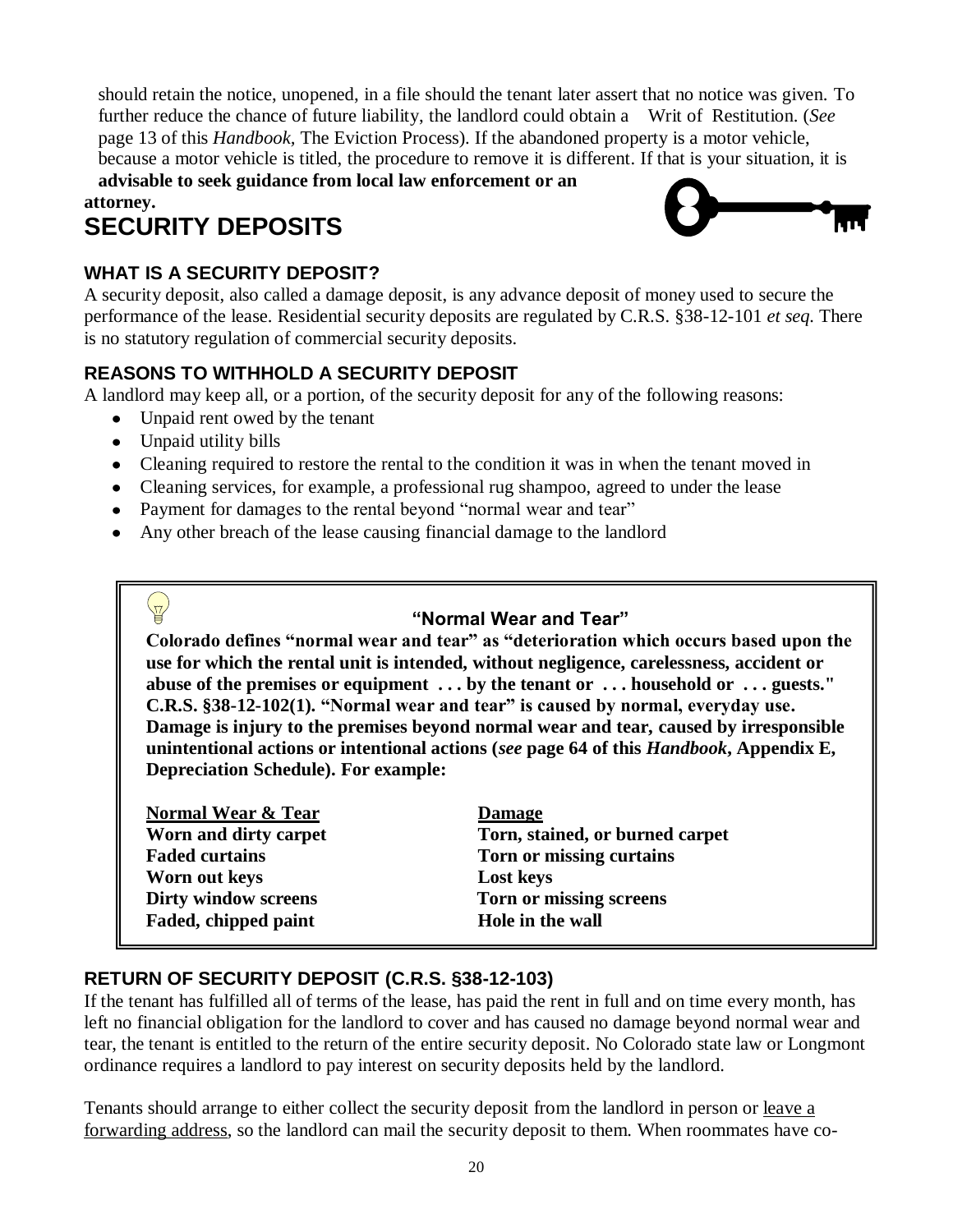should retain the notice, unopened, in a file should the tenant later assert that no notice was given. To further reduce the chance of future liability, the landlord could obtain a Writ of Restitution. (*See* page 13 of this *Handbook,* The Eviction Process). If the abandoned property is a motor vehicle, because a motor vehicle is titled, the procedure to remove it is different. If that is your situation, it is **advisable to seek guidance from local law enforcement or an attorney.**

# SECURITY DEPOSITS

### WHAT IS A SECURITY DEPOSIT?

A security deposit, also called a damage deposit, is any advance deposit of money used to secure the performance of the lease. Residential security deposits are regulated by C.R.S. §38-12-101 *et seq.* There is no statutory regulation of commercial security deposits.

### REASONS TO WITHHOLD A SECURITY DEPOSIT

A landlord may keep all, or a portion, of the security deposit for any of the following reasons:

- Unpaid rent owed by the tenant
- Unpaid utility bills
- Cleaning required to restore the rental to the condition it was in when the tenant moved in
- Cleaning services, for example, a professional rug shampoo, agreed to under the lease
- Payment for damages to the rental beyond "normal wear and tear"
- Any other breach of the lease causing financial damage to the landlord

> **"Normal Wear and Tear"**
>
> **Colorado defines "normal wear and tear" as "deterioration which occurs based upon the use for which the rental unit is intended, without negligence, carelessness, accident or abuse of the premises or equipment . . . by the tenant or . . . household or . . . guests." C.R.S. §38-12-102(1). "Normal wear and tear" is caused by normal, everyday use. Damage is injury to the premises beyond normal wear and tear, caused by irresponsible unintentional actions or intentional actions (*see* page 64 of this *Handbook*, Appendix E, Depreciation Schedule). For example:**

| Normal Wear & Tear | Damage |
|---|---|
| **Worn and dirty carpet** | **Torn, stained, or burned carpet** |
| **Faded curtains** | **Torn or missing curtains** |
| **Worn out keys** | **Lost keys** |
| **Dirty window screens** | **Torn or missing screens** |
| **Faded, chipped paint** | **Hole in the wall** |

### RETURN OF SECURITY DEPOSIT (C.R.S. §38-12-103)

If the tenant has fulfilled all of terms of the lease, has paid the rent in full and on time every month, has left no financial obligation for the landlord to cover and has caused no damage beyond normal wear and tear, the tenant is entitled to the return of the entire security deposit. No Colorado state law or Longmont ordinance requires a landlord to pay interest on security deposits held by the landlord.

Tenants should arrange to either collect the security deposit from the landlord in person or leave a forwarding address, so the landlord can mail the security deposit to them. When roommates have co-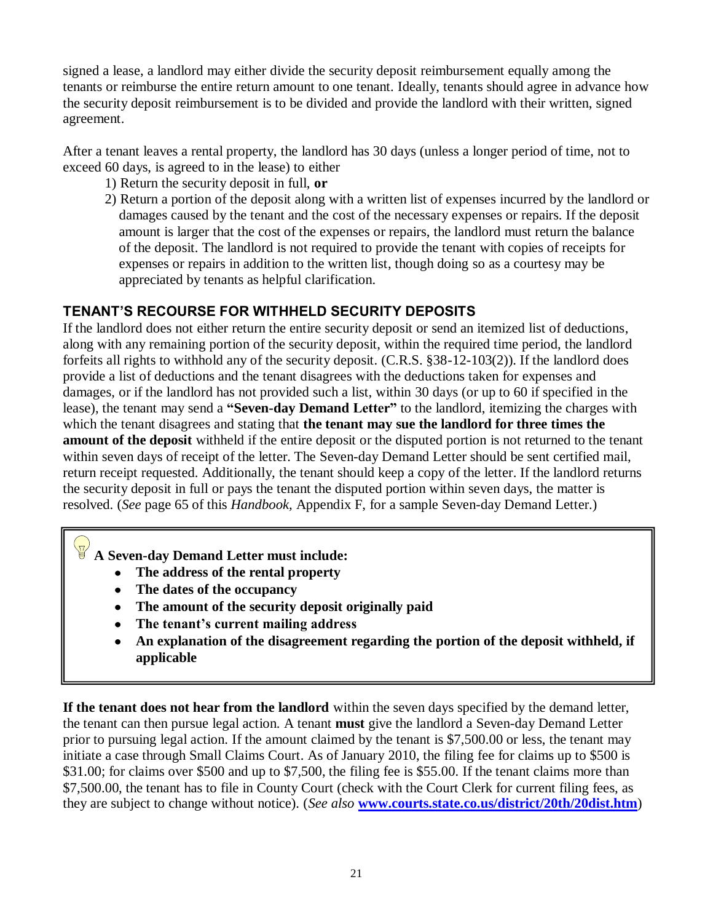signed a lease, a landlord may either divide the security deposit reimbursement equally among the tenants or reimburse the entire return amount to one tenant. Ideally, tenants should agree in advance how the security deposit reimbursement is to be divided and provide the landlord with their written, signed agreement.

After a tenant leaves a rental property, the landlord has 30 days (unless a longer period of time, not to exceed 60 days, is agreed to in the lease) to either

1) Return the security deposit in full, **or**
2) Return a portion of the deposit along with a written list of expenses incurred by the landlord or damages caused by the tenant and the cost of the necessary expenses or repairs. If the deposit amount is larger that the cost of the expenses or repairs, the landlord must return the balance of the deposit. The landlord is not required to provide the tenant with copies of receipts for expenses or repairs in addition to the written list, though doing so as a courtesy may be appreciated by tenants as helpful clarification.

## TENANT'S RECOURSE FOR WITHHELD SECURITY DEPOSITS

If the landlord does not either return the entire security deposit or send an itemized list of deductions, along with any remaining portion of the security deposit, within the required time period, the landlord forfeits all rights to withhold any of the security deposit. (C.R.S. §38-12-103(2)). If the landlord does provide a list of deductions and the tenant disagrees with the deductions taken for expenses and damages, or if the landlord has not provided such a list, within 30 days (or up to 60 if specified in the lease), the tenant may send a **"Seven-day Demand Letter"** to the landlord, itemizing the charges with which the tenant disagrees and stating that **the tenant may sue the landlord for three times the amount of the deposit** withheld if the entire deposit or the disputed portion is not returned to the tenant within seven days of receipt of the letter. The Seven-day Demand Letter should be sent certified mail, return receipt requested. Additionally, the tenant should keep a copy of the letter. If the landlord returns the security deposit in full or pays the tenant the disputed portion within seven days, the matter is resolved. (*See* page 65 of this *Handbook,* Appendix F, for a sample Seven-day Demand Letter.)

**A Seven-day Demand Letter must include:**

- **The address of the rental property**
- **The dates of the occupancy**
- **The amount of the security deposit originally paid**
- **The tenant's current mailing address**
- **An explanation of the disagreement regarding the portion of the deposit withheld, if applicable**

**If the tenant does not hear from the landlord** within the seven days specified by the demand letter, the tenant can then pursue legal action. A tenant **must** give the landlord a Seven-day Demand Letter prior to pursuing legal action. If the amount claimed by the tenant is $7,500.00 or less, the tenant may initiate a case through Small Claims Court. As of January 2010, the filing fee for claims up to $500 is $31.00; for claims over $500 and up to $7,500, the filing fee is $55.00. If the tenant claims more than $7,500.00, the tenant has to file in County Court (check with the Court Clerk for current filing fees, as they are subject to change without notice). (*See also* **www.courts.state.co.us/district/20th/20dist.htm**)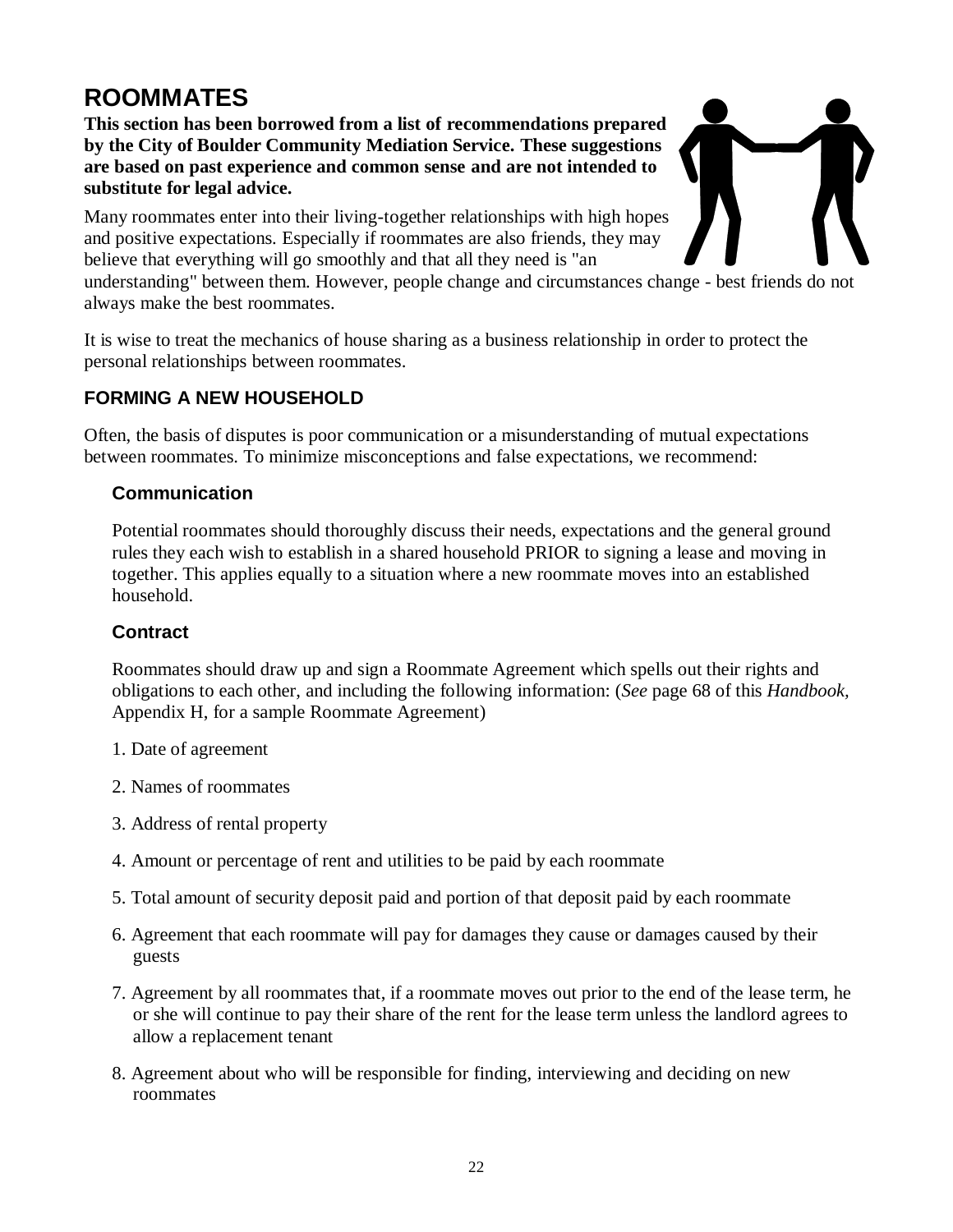# ROOMMATES

**This section has been borrowed from a list of recommendations prepared by the City of Boulder Community Mediation Service. These suggestions are based on past experience and common sense and are not intended to substitute for legal advice.**

Many roommates enter into their living-together relationships with high hopes and positive expectations. Especially if roommates are also friends, they may believe that everything will go smoothly and that all they need is "an understanding" between them. However, people change and circumstances change - best friends do not always make the best roommates.

It is wise to treat the mechanics of house sharing as a business relationship in order to protect the personal relationships between roommates.

## FORMING A NEW HOUSEHOLD

Often, the basis of disputes is poor communication or a misunderstanding of mutual expectations between roommates. To minimize misconceptions and false expectations, we recommend:

### Communication

Potential roommates should thoroughly discuss their needs, expectations and the general ground rules they each wish to establish in a shared household PRIOR to signing a lease and moving in together. This applies equally to a situation where a new roommate moves into an established household.

### Contract

Roommates should draw up and sign a Roommate Agreement which spells out their rights and obligations to each other, and including the following information: (*See* page 68 of this *Handbook,* Appendix H, for a sample Roommate Agreement)

1. Date of agreement
2. Names of roommates
3. Address of rental property
4. Amount or percentage of rent and utilities to be paid by each roommate
5. Total amount of security deposit paid and portion of that deposit paid by each roommate
6. Agreement that each roommate will pay for damages they cause or damages caused by their guests
7. Agreement by all roommates that, if a roommate moves out prior to the end of the lease term, he or she will continue to pay their share of the rent for the lease term unless the landlord agrees to allow a replacement tenant
8. Agreement about who will be responsible for finding, interviewing and deciding on new roommates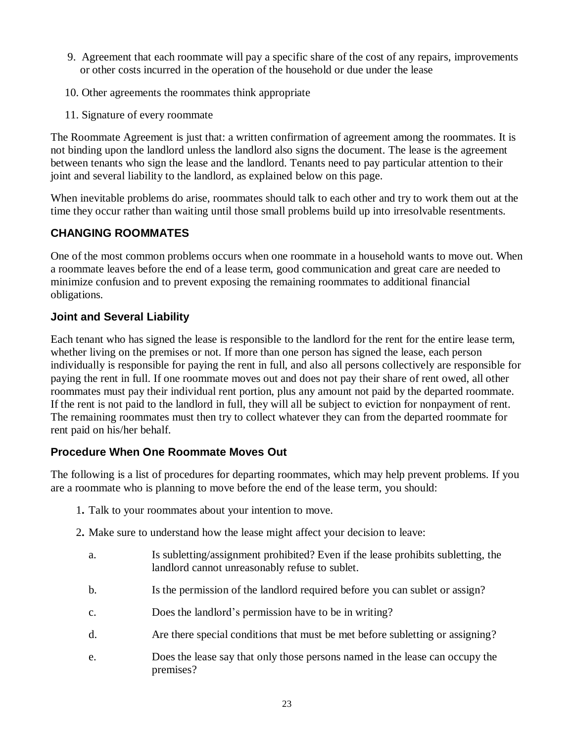9. Agreement that each roommate will pay a specific share of the cost of any repairs, improvements or other costs incurred in the operation of the household or due under the lease

10. Other agreements the roommates think appropriate

11. Signature of every roommate

The Roommate Agreement is just that: a written confirmation of agreement among the roommates. It is not binding upon the landlord unless the landlord also signs the document. The lease is the agreement between tenants who sign the lease and the landlord. Tenants need to pay particular attention to their joint and several liability to the landlord, as explained below on this page.

When inevitable problems do arise, roommates should talk to each other and try to work them out at the time they occur rather than waiting until those small problems build up into irresolvable resentments.

## CHANGING ROOMMATES

One of the most common problems occurs when one roommate in a household wants to move out. When a roommate leaves before the end of a lease term, good communication and great care are needed to minimize confusion and to prevent exposing the remaining roommates to additional financial obligations.

### Joint and Several Liability

Each tenant who has signed the lease is responsible to the landlord for the rent for the entire lease term, whether living on the premises or not. If more than one person has signed the lease, each person individually is responsible for paying the rent in full, and also all persons collectively are responsible for paying the rent in full. If one roommate moves out and does not pay their share of rent owed, all other roommates must pay their individual rent portion, plus any amount not paid by the departed roommate. If the rent is not paid to the landlord in full, they will all be subject to eviction for nonpayment of rent. The remaining roommates must then try to collect whatever they can from the departed roommate for rent paid on his/her behalf.

### Procedure When One Roommate Moves Out

The following is a list of procedures for departing roommates, which may help prevent problems. If you are a roommate who is planning to move before the end of the lease term, you should:

1. Talk to your roommates about your intention to move.
2. Make sure to understand how the lease might affect your decision to leave:
   a. Is subletting/assignment prohibited? Even if the lease prohibits subletting, the landlord cannot unreasonably refuse to sublet.
   b. Is the permission of the landlord required before you can sublet or assign?
   c. Does the landlord's permission have to be in writing?
   d. Are there special conditions that must be met before subletting or assigning?
   e. Does the lease say that only those persons named in the lease can occupy the premises?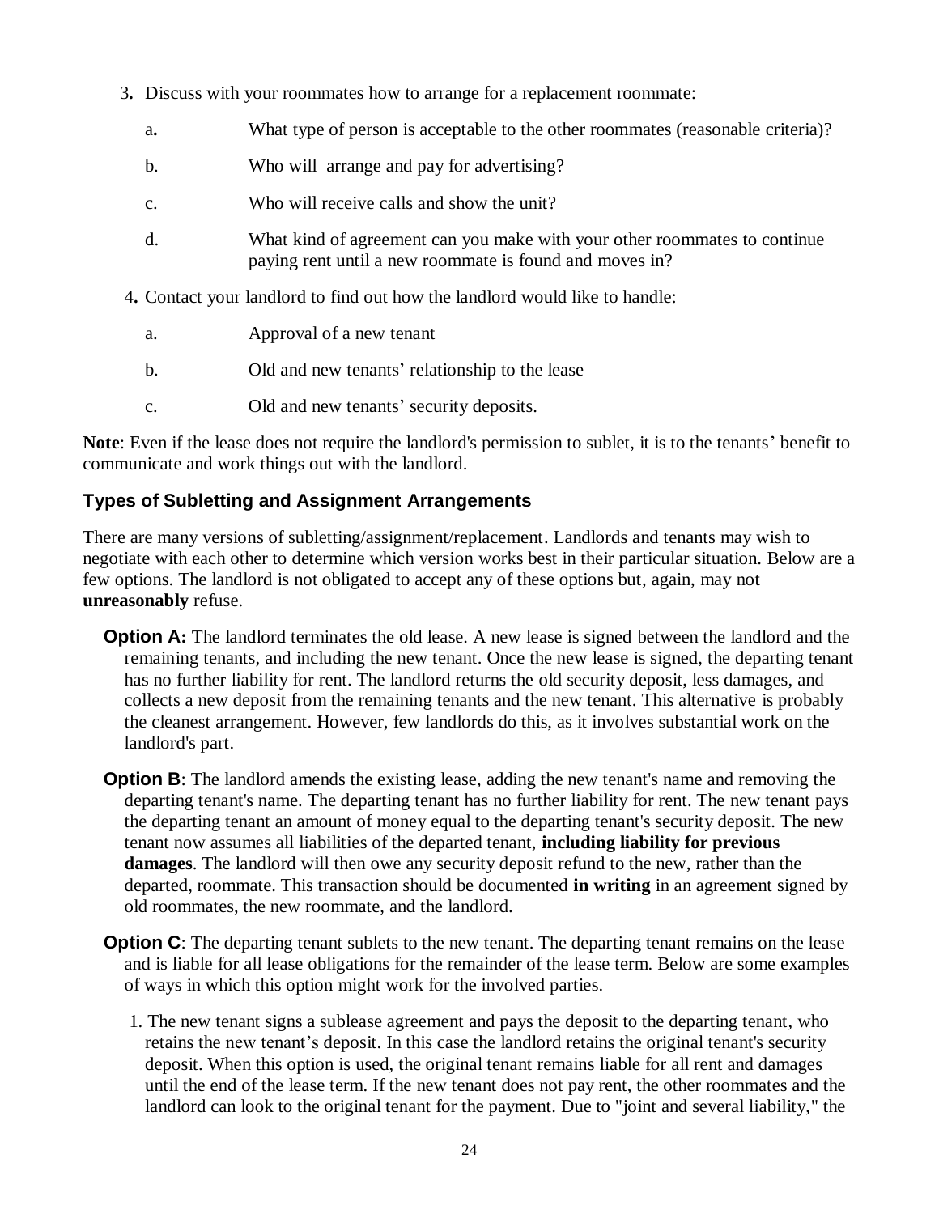3. Discuss with your roommates how to arrange for a replacement roommate:

   a. What type of person is acceptable to the other roommates (reasonable criteria)?

   b. Who will arrange and pay for advertising?

   c. Who will receive calls and show the unit?

   d. What kind of agreement can you make with your other roommates to continue paying rent until a new roommate is found and moves in?

4. Contact your landlord to find out how the landlord would like to handle:

   a. Approval of a new tenant

   b. Old and new tenants' relationship to the lease

   c. Old and new tenants' security deposits.

**Note**: Even if the lease does not require the landlord's permission to sublet, it is to the tenants' benefit to communicate and work things out with the landlord.

### Types of Subletting and Assignment Arrangements

There are many versions of subletting/assignment/replacement. Landlords and tenants may wish to negotiate with each other to determine which version works best in their particular situation. Below are a few options. The landlord is not obligated to accept any of these options but, again, may not **unreasonably** refuse.

**Option A:** The landlord terminates the old lease. A new lease is signed between the landlord and the remaining tenants, and including the new tenant. Once the new lease is signed, the departing tenant has no further liability for rent. The landlord returns the old security deposit, less damages, and collects a new deposit from the remaining tenants and the new tenant. This alternative is probably the cleanest arrangement. However, few landlords do this, as it involves substantial work on the landlord's part.

**Option B**: The landlord amends the existing lease, adding the new tenant's name and removing the departing tenant's name. The departing tenant has no further liability for rent. The new tenant pays the departing tenant an amount of money equal to the departing tenant's security deposit. The new tenant now assumes all liabilities of the departed tenant, **including liability for previous damages**. The landlord will then owe any security deposit refund to the new, rather than the departed, roommate. This transaction should be documented **in writing** in an agreement signed by old roommates, the new roommate, and the landlord.

**Option C**: The departing tenant sublets to the new tenant. The departing tenant remains on the lease and is liable for all lease obligations for the remainder of the lease term. Below are some examples of ways in which this option might work for the involved parties.

1. The new tenant signs a sublease agreement and pays the deposit to the departing tenant, who retains the new tenant's deposit. In this case the landlord retains the original tenant's security deposit. When this option is used, the original tenant remains liable for all rent and damages until the end of the lease term. If the new tenant does not pay rent, the other roommates and the landlord can look to the original tenant for the payment. Due to "joint and several liability," the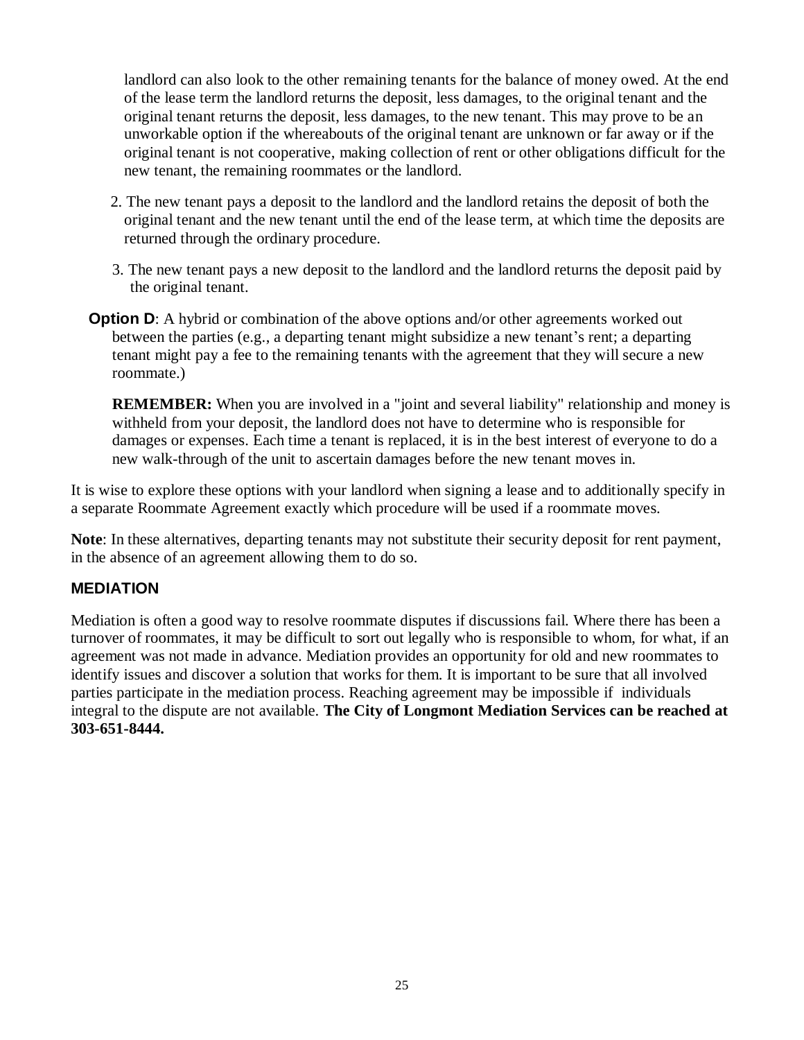landlord can also look to the other remaining tenants for the balance of money owed. At the end of the lease term the landlord returns the deposit, less damages, to the original tenant and the original tenant returns the deposit, less damages, to the new tenant. This may prove to be an unworkable option if the whereabouts of the original tenant are unknown or far away or if the original tenant is not cooperative, making collection of rent or other obligations difficult for the new tenant, the remaining roommates or the landlord.

2. The new tenant pays a deposit to the landlord and the landlord retains the deposit of both the original tenant and the new tenant until the end of the lease term, at which time the deposits are returned through the ordinary procedure.

3. The new tenant pays a new deposit to the landlord and the landlord returns the deposit paid by the original tenant.

**Option D**: A hybrid or combination of the above options and/or other agreements worked out between the parties (e.g., a departing tenant might subsidize a new tenant's rent; a departing tenant might pay a fee to the remaining tenants with the agreement that they will secure a new roommate.)

**REMEMBER:** When you are involved in a "joint and several liability" relationship and money is withheld from your deposit, the landlord does not have to determine who is responsible for damages or expenses. Each time a tenant is replaced, it is in the best interest of everyone to do a new walk-through of the unit to ascertain damages before the new tenant moves in.

It is wise to explore these options with your landlord when signing a lease and to additionally specify in a separate Roommate Agreement exactly which procedure will be used if a roommate moves.

**Note**: In these alternatives, departing tenants may not substitute their security deposit for rent payment, in the absence of an agreement allowing them to do so.

## MEDIATION

Mediation is often a good way to resolve roommate disputes if discussions fail. Where there has been a turnover of roommates, it may be difficult to sort out legally who is responsible to whom, for what, if an agreement was not made in advance. Mediation provides an opportunity for old and new roommates to identify issues and discover a solution that works for them. It is important to be sure that all involved parties participate in the mediation process. Reaching agreement may be impossible if individuals integral to the dispute are not available. **The City of Longmont Mediation Services can be reached at 303-651-8444.**